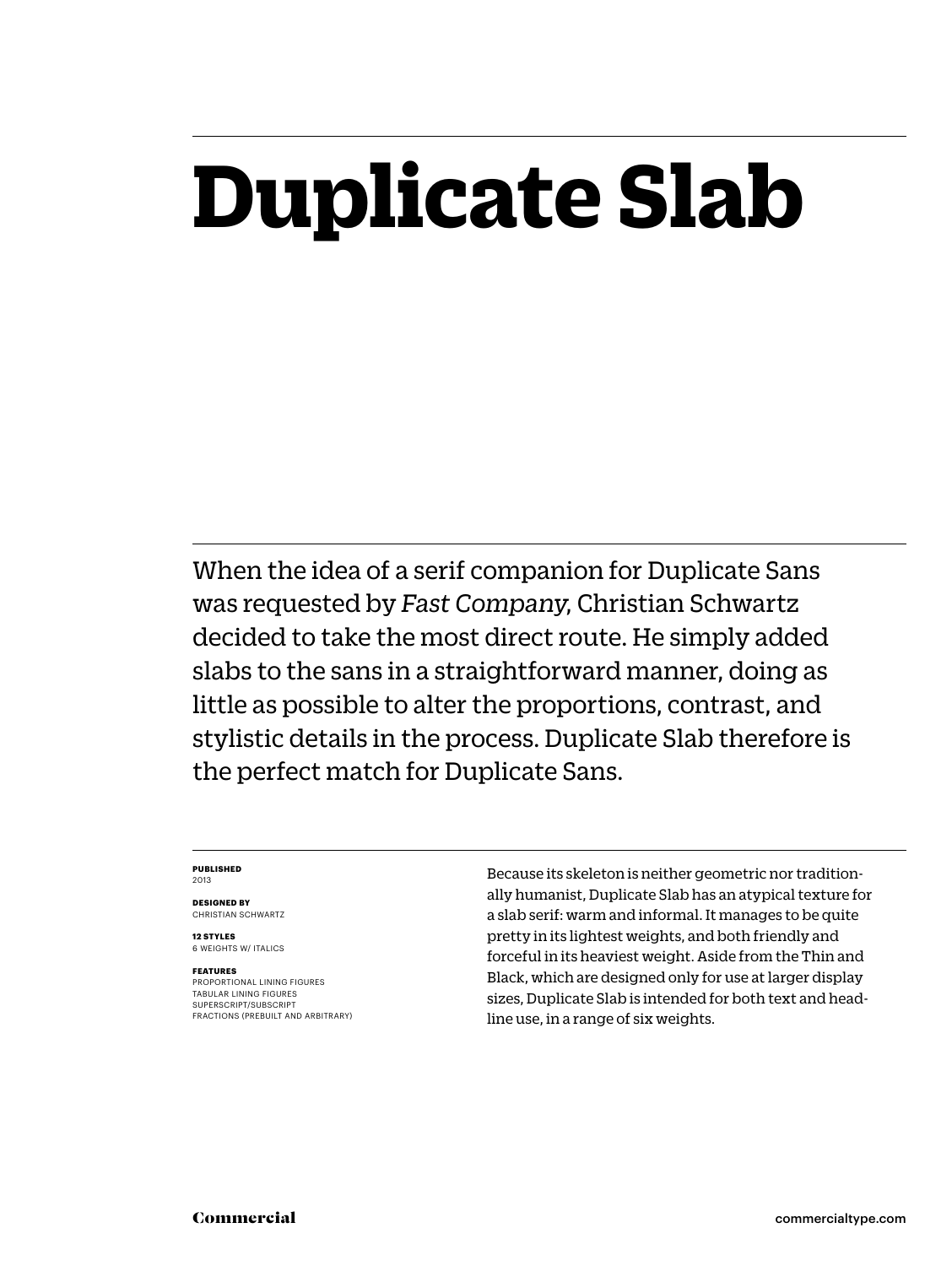# Duplicate Slab

When the idea of a serif companion for Duplicate Sans was requested by *Fast Company*, Christian Schwartz decided to take the most direct route. He simply added slabs to the sans in a straightforward manner, doing as little as possible to alter the proportions, contrast, and stylistic details in the process. Duplicate Slab therefore is the perfect match for Duplicate Sans.

**PUBLISHED**
2013

**DESIGNED BY**
CHRISTIAN SCHWARTZ

**12 STYLES**
6 WEIGHTS W/ ITALICS

**FEATURES**
PROPORTIONAL LINING FIGURES
TABULAR LINING FIGURES
SUPERSCRIPT/SUBSCRIPT
FRACTIONS (PREBUILT AND ARBITRARY)

Because its skeleton is neither geometric nor traditionally humanist, Duplicate Slab has an atypical texture for a slab serif: warm and informal. It manages to be quite pretty in its lightest weights, and both friendly and forceful in its heaviest weight. Aside from the Thin and Black, which are designed only for use at larger display sizes, Duplicate Slab is intended for both text and headline use, in a range of six weights.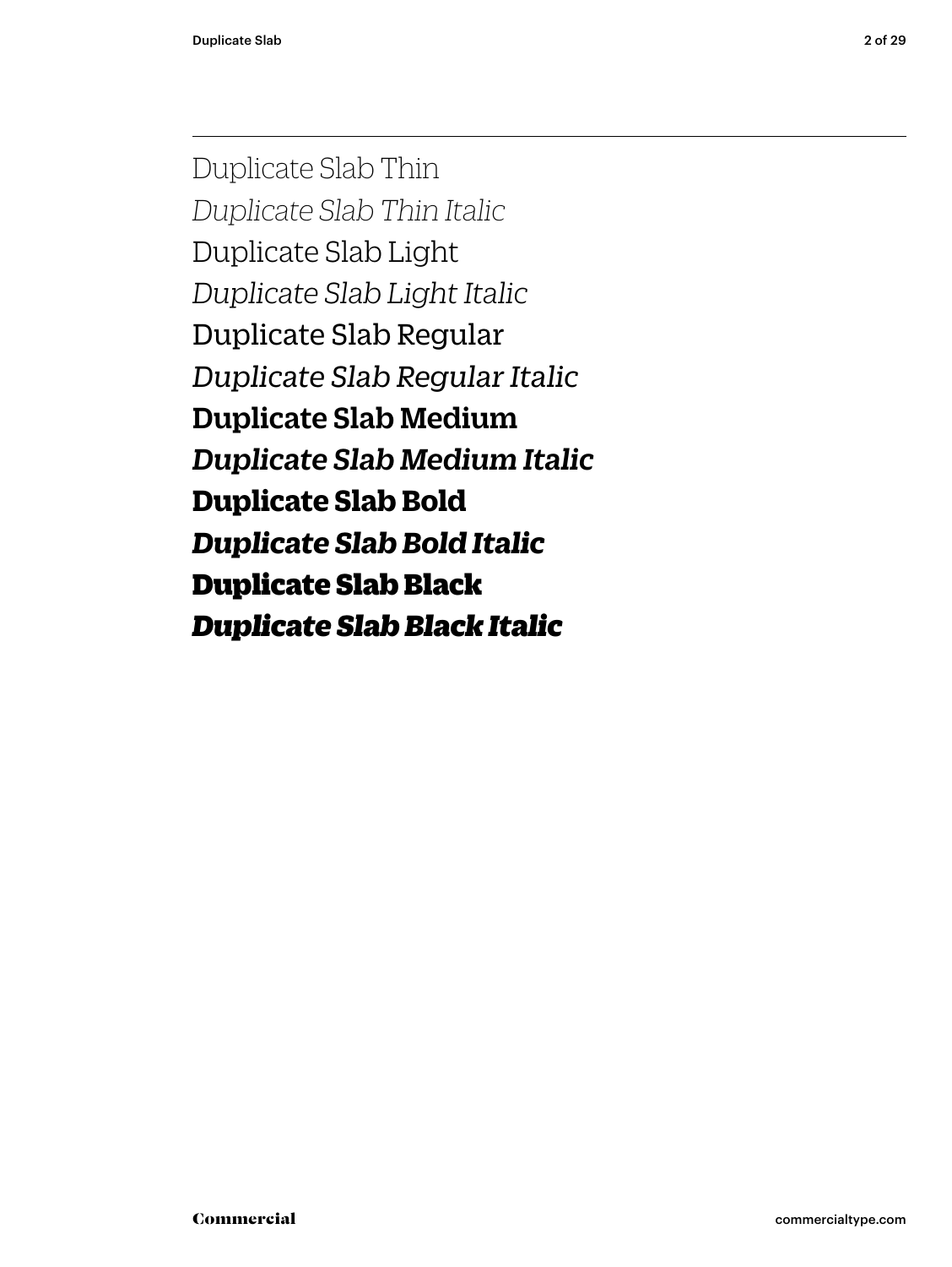Duplicate Slab Thin

*Duplicate Slab Thin Italic*

Duplicate Slab Light

*Duplicate Slab Light Italic*

Duplicate Slab Regular

*Duplicate Slab Regular Italic*

**Duplicate Slab Medium**

***Duplicate Slab Medium Italic***

**Duplicate Slab Bold**

***Duplicate Slab Bold Italic***

**Duplicate Slab Black**

***Duplicate Slab Black Italic***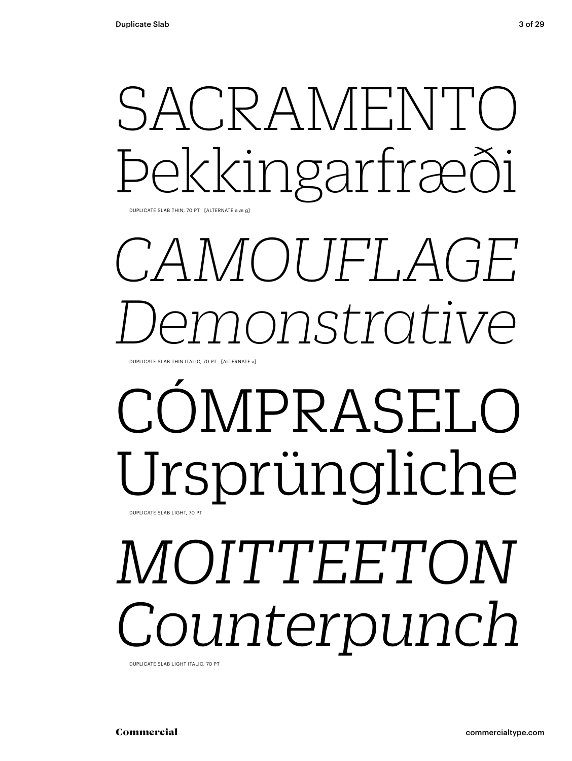SACRAMENTO
Þekkingarfræði

DUPLICATE SLAB THIN, 70 PT [ALTERNATE a æ g]

*CAMOUFLAGE*
*Demonstrative*

DUPLICATE SLAB THIN ITALIC, 70 PT [ALTERNATE a]

CÓMPRASELO
Ursprüngliche

DUPLICATE SLAB LIGHT, 70 PT

*MOITTEETON*
*Counterpunch*

DUPLICATE SLAB LIGHT ITALIC, 70 PT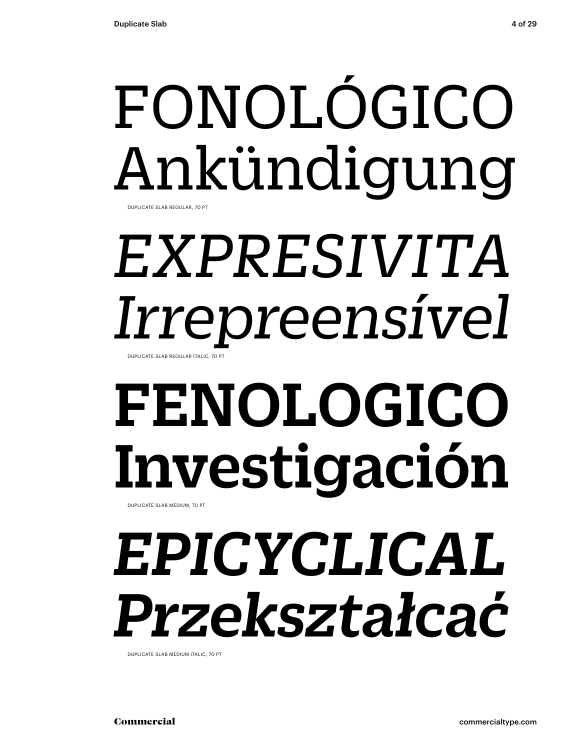FONOLÓGICO
Ankündigung

DUPLICATE SLAB REGULAR, 70 PT

*EXPRESIVITA*
*Irrepreensível*

DUPLICATE SLAB REGULAR ITALIC, 70 PT

**FENOLOGICO**
**Investigación**

DUPLICATE SLAB MEDIUM, 70 PT

***EPICYCLICAL***
***Przekształcać***

DUPLICATE SLAB MEDIUM ITALIC, 70 PT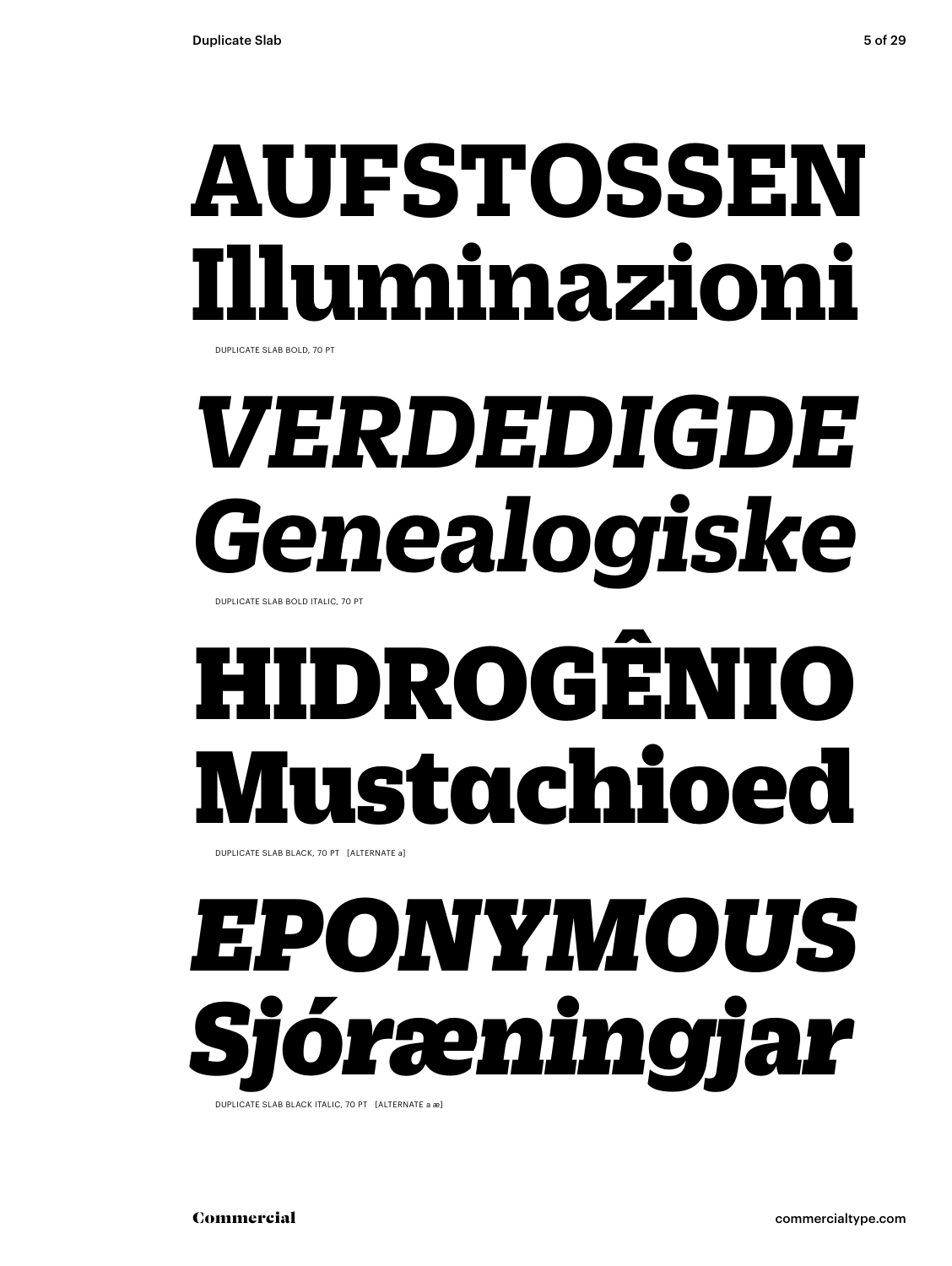**AUFSTOSSEN**
**Illuminazioni**

DUPLICATE SLAB BOLD, 70 PT

***VERDEDIGDE***
***Genealogiske***

DUPLICATE SLAB BOLD ITALIC, 70 PT

**HIDROGÊNIO**
**Mustachioed**

DUPLICATE SLAB BLACK, 70 PT [ALTERNATE a]

***EPONYMOUS***
***Sjóræningjar***

DUPLICATE SLAB BLACK ITALIC, 70 PT [ALTERNATE a æ]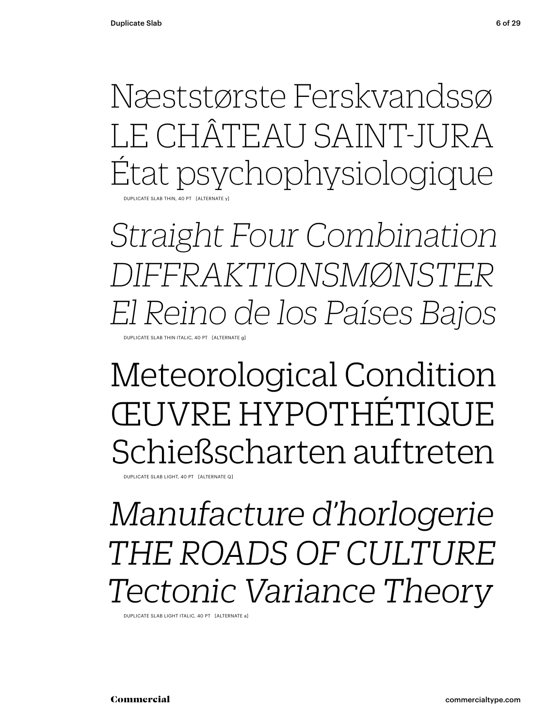Næststørste Ferskvandssø
LE CHÂTEAU SAINT-JURA
État psychophysiologique

DUPLICATE SLAB THIN, 40 PT [ALTERNATE y]

*Straight Four Combination*
*DIFFRAKTIONSMØNSTER*
*El Reino de los Países Bajos*

DUPLICATE SLAB THIN ITALIC, 40 PT [ALTERNATE g]

Meteorological Condition
ŒUVRE HYPOTHÉTIQUE
Schießscharten auftreten

DUPLICATE SLAB LIGHT, 40 PT [ALTERNATE Q]

*Manufacture d’horlogerie*
*THE ROADS OF CULTURE*
*Tectonic Variance Theory*

DUPLICATE SLAB LIGHT ITALIC, 40 PT [ALTERNATE a]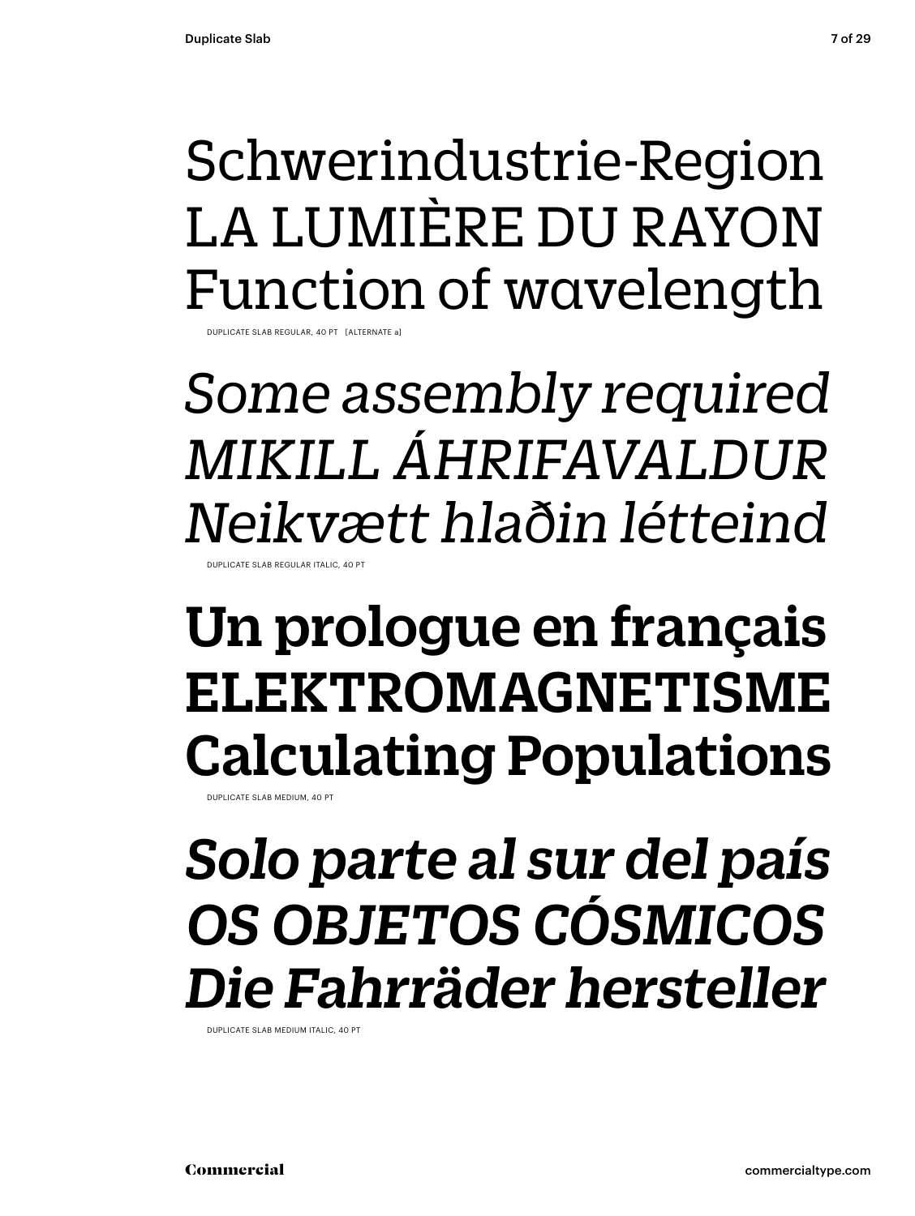Schwerindustrie-Region
LA LUMIÈRE DU RAYON
Function of wavelength

DUPLICATE SLAB REGULAR, 40 PT [ALTERNATE a]

*Some assembly required*
*MIKILL ÁHRIFAVALDUR*
*Neikvætt hlaðin létteind*

DUPLICATE SLAB REGULAR ITALIC, 40 PT

**Un prologue en français**
**ELEKTROMAGNETISME**
**Calculating Populations**

DUPLICATE SLAB MEDIUM, 40 PT

***Solo parte al sur del país***
***OS OBJETOS CÓSMICOS***
***Die Fahrräder hersteller***

DUPLICATE SLAB MEDIUM ITALIC, 40 PT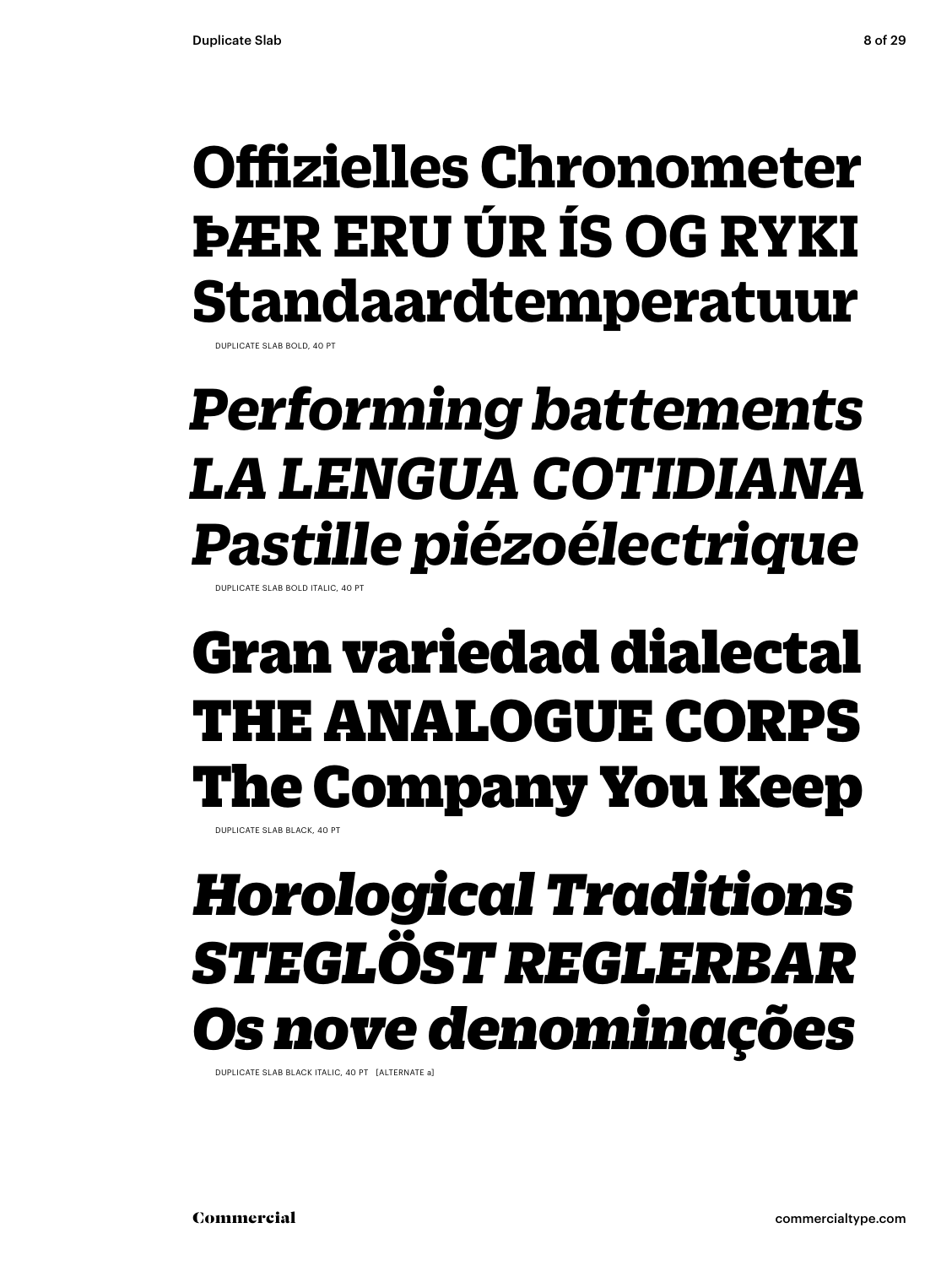**Offizielles Chronometer**
**ÞÆR ERU ÚR ÍS OG RYKI**
**Standaardtemperatuur**

DUPLICATE SLAB BOLD, 40 PT

***Performing battements***
***LA LENGUA COTIDIANA***
***Pastille piézoélectrique***

DUPLICATE SLAB BOLD ITALIC, 40 PT

**Gran variedad dialectal**
**THE ANALOGUE CORPS**
**The Company You Keep**

DUPLICATE SLAB BLACK, 40 PT

***Horological Traditions***
***STEGLÖST REGLERBAR***
***Os nove denominações***

DUPLICATE SLAB BLACK ITALIC, 40 PT [ALTERNATE a]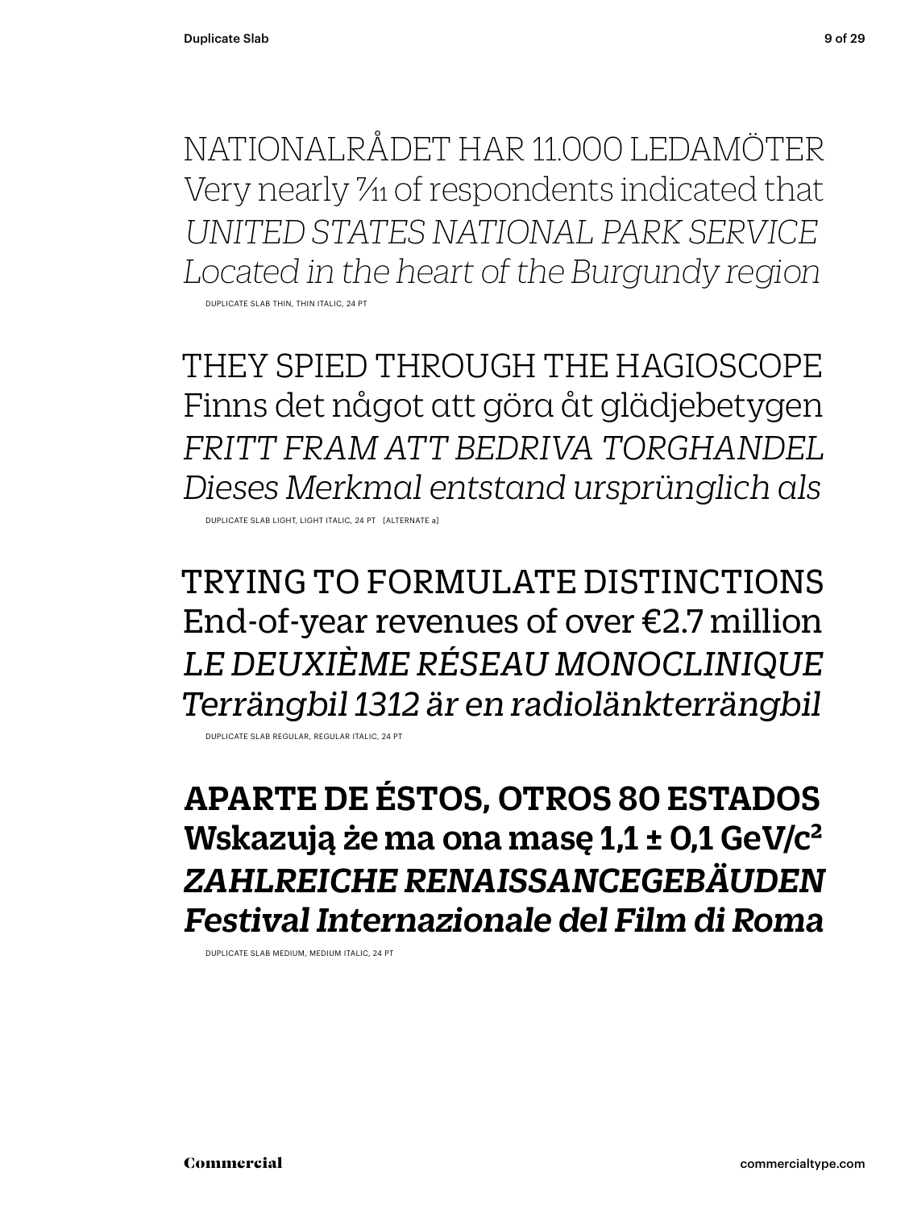NATIONALRÅDET HAR 11.000 LEDAMÖTER
Very nearly 7⁄11 of respondents indicated that
*UNITED STATES NATIONAL PARK SERVICE*
*Located in the heart of the Burgundy region*

DUPLICATE SLAB THIN, THIN ITALIC, 24 PT

THEY SPIED THROUGH THE HAGIOSCOPE
Finns det något att göra åt glädjebetygen
*FRITT FRAM ATT BEDRIVA TORGHANDEL*
*Dieses Merkmal entstand ursprünglich als*

DUPLICATE SLAB LIGHT, LIGHT ITALIC, 24 PT [ALTERNATE a]

TRYING TO FORMULATE DISTINCTIONS
End-of-year revenues of over €2.7 million
*LE DEUXIÈME RÉSEAU MONOCLINIQUE*
*Terrängbil 1312 är en radiolänkterrängbil*

DUPLICATE SLAB REGULAR, REGULAR ITALIC, 24 PT

**APARTE DE ÉSTOS, OTROS 80 ESTADOS**
**Wskazują że ma ona masę 1,1 ± 0,1 GeV/c²**
***ZAHLREICHE RENAISSANCEGEBÄUDEN***
***Festival Internazionale del Film di Roma***

DUPLICATE SLAB MEDIUM, MEDIUM ITALIC, 24 PT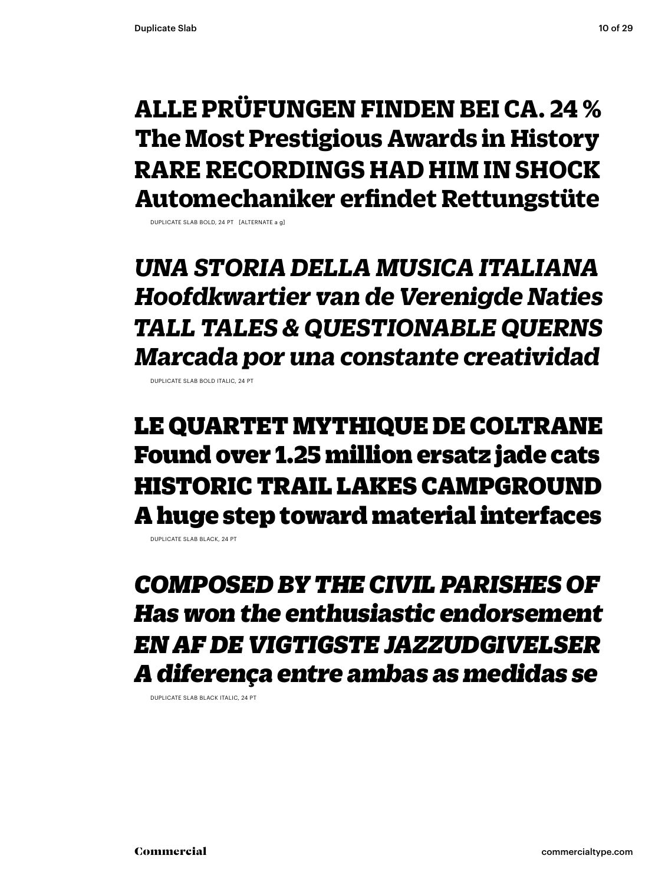**ALLE PRÜFUNGEN FINDEN BEI CA. 24 %**
**The Most Prestigious Awards in History**
**RARE RECORDINGS HAD HIM IN SHOCK**
**Automechaniker erfindet Rettungstüte**

DUPLICATE SLAB BOLD, 24 PT [ALTERNATE a g]

***UNA STORIA DELLA MUSICA ITALIANA***
***Hoofdkwartier van de Verenigde Naties***
***TALL TALES & QUESTIONABLE QUERNS***
***Marcada por una constante creatividad***

DUPLICATE SLAB BOLD ITALIC, 24 PT

**LE QUARTET MYTHIQUE DE COLTRANE**
**Found over 1.25 million ersatz jade cats**
**HISTORIC TRAIL LAKES CAMPGROUND**
**A huge step toward material interfaces**

DUPLICATE SLAB BLACK, 24 PT

***COMPOSED BY THE CIVIL PARISHES OF***
***Has won the enthusiastic endorsement***
***EN AF DE VIGTIGSTE JAZZUDGIVELSER***
***A diferença entre ambas as medidas se***

DUPLICATE SLAB BLACK ITALIC, 24 PT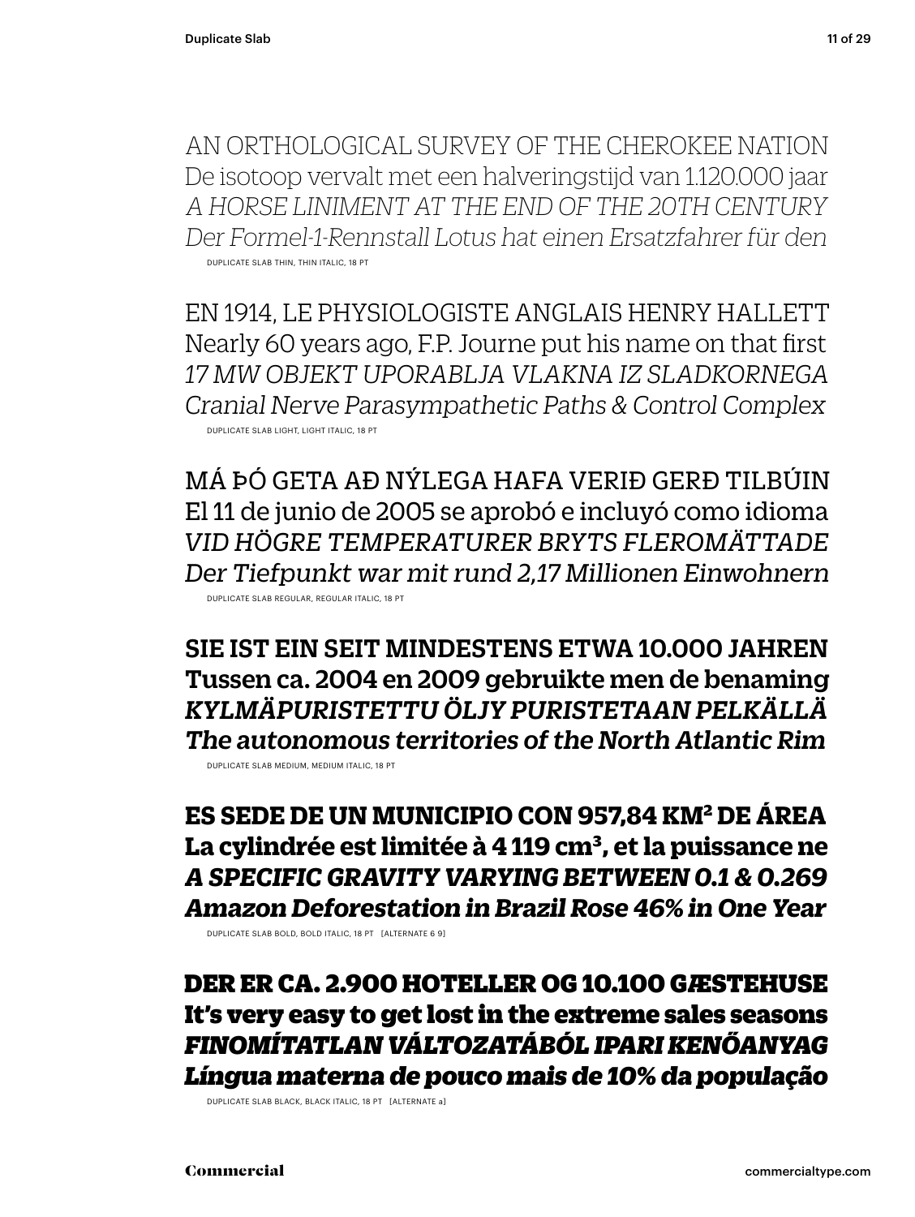AN ORTHOLOGICAL SURVEY OF THE CHEROKEE NATION
De isotoop vervalt met een halveringstijd van 1.120.000 jaar
*A HORSE LINIMENT AT THE END OF THE 20TH CENTURY*
*Der Formel-1-Rennstall Lotus hat einen Ersatzfahrer für den*

DUPLICATE SLAB THIN, THIN ITALIC, 18 PT

EN 1914, LE PHYSIOLOGISTE ANGLAIS HENRY HALLETT
Nearly 60 years ago, F.P. Journe put his name on that first
*17 MW OBJEKT UPORABLJA VLAKNA IZ SLADKORNEGA*
*Cranial Nerve Parasympathetic Paths & Control Complex*

DUPLICATE SLAB LIGHT, LIGHT ITALIC, 18 PT

MÁ ÞÓ GETA AÐ NÝLEGA HAFA VERIÐ GERÐ TILBÚIN
El 11 de junio de 2005 se aprobó e incluyó como idioma
*VID HÖGRE TEMPERATURER BRYTS FLEROMÄTTADE*
*Der Tiefpunkt war mit rund 2,17 Millionen Einwohnern*

DUPLICATE SLAB REGULAR, REGULAR ITALIC, 18 PT

**SIE IST EIN SEIT MINDESTENS ETWA 10.000 JAHREN**
**Tussen ca. 2004 en 2009 gebruikte men de benaming**
***KYLMÄPURISTETTU ÖLJY PURISTETAAN PELKÄLLÄ***
***The autonomous territories of the North Atlantic Rim***

DUPLICATE SLAB MEDIUM, MEDIUM ITALIC, 18 PT

**ES SEDE DE UN MUNICIPIO CON 957,84 KM² DE ÁREA**
**La cylindrée est limitée à 4 119 cm³, et la puissance ne**
***A SPECIFIC GRAVITY VARYING BETWEEN 0.1 & 0.269***
***Amazon Deforestation in Brazil Rose 46% in One Year***

DUPLICATE SLAB BOLD, BOLD ITALIC, 18 PT [ALTERNATE 6 9]

**DER ER CA. 2.900 HOTELLER OG 10.100 GÆSTEHUSE**
**It's very easy to get lost in the extreme sales seasons**
***FINOMÍTATLAN VÁLTOZATÁBÓL IPARI KENŐANYAG***
***Língua materna de pouco mais de 10% da população***

DUPLICATE SLAB BLACK, BLACK ITALIC, 18 PT [ALTERNATE a]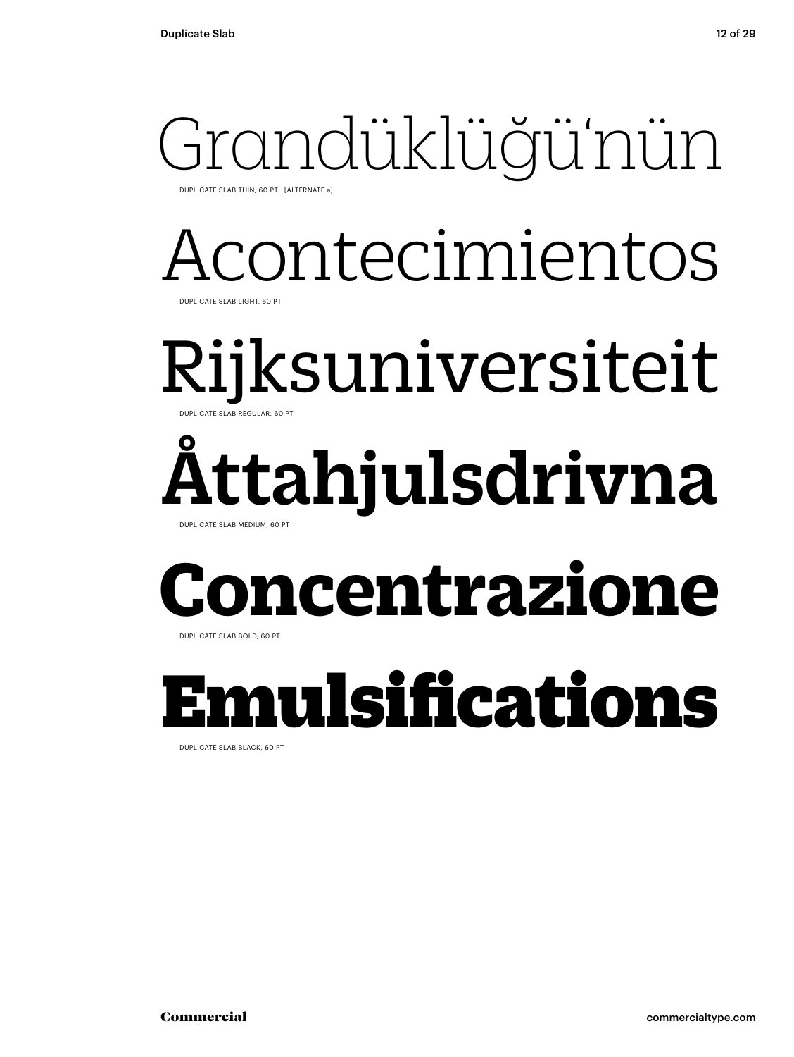Grandüklüğü'nün

DUPLICATE SLAB THIN, 60 PT [ALTERNATE a]

Acontecimientos

DUPLICATE SLAB LIGHT, 60 PT

Rijksuniversiteit

DUPLICATE SLAB REGULAR, 60 PT

**Åttahjulsdrivna**

DUPLICATE SLAB MEDIUM, 60 PT

**Concentrazione**

DUPLICATE SLAB BOLD, 60 PT

**Emulsifications**

DUPLICATE SLAB BLACK, 60 PT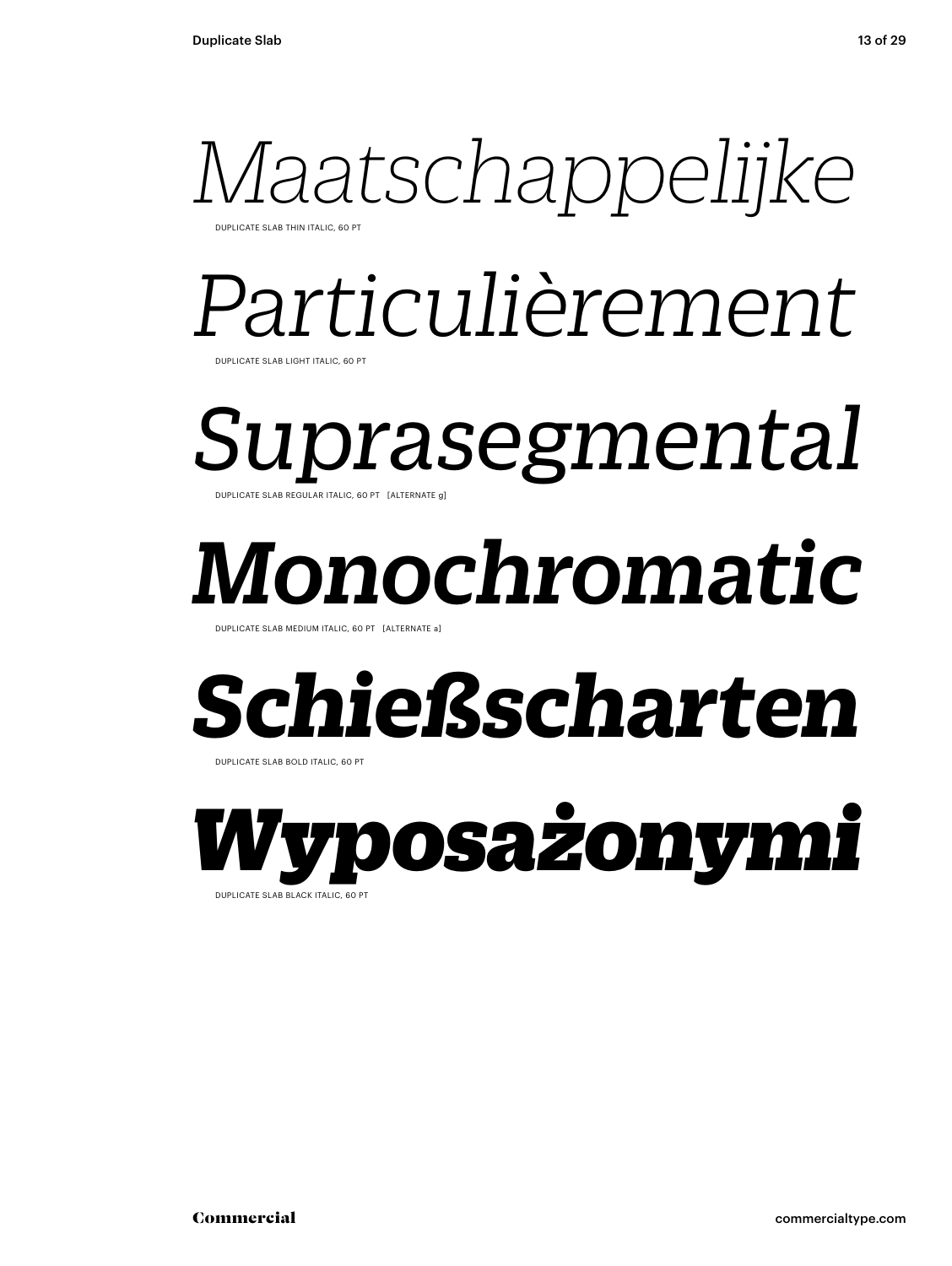*Maatschappelijke*

DUPLICATE SLAB THIN ITALIC, 60 PT

*Particulièrement*

DUPLICATE SLAB LIGHT ITALIC, 60 PT

*Suprasegmental*

DUPLICATE SLAB REGULAR ITALIC, 60 PT [ALTERNATE g]

***Monochromatic***

DUPLICATE SLAB MEDIUM ITALIC, 60 PT [ALTERNATE a]

***Schießscharten***

DUPLICATE SLAB BOLD ITALIC, 60 PT

***Wyposażonymi***

DUPLICATE SLAB BLACK ITALIC, 60 PT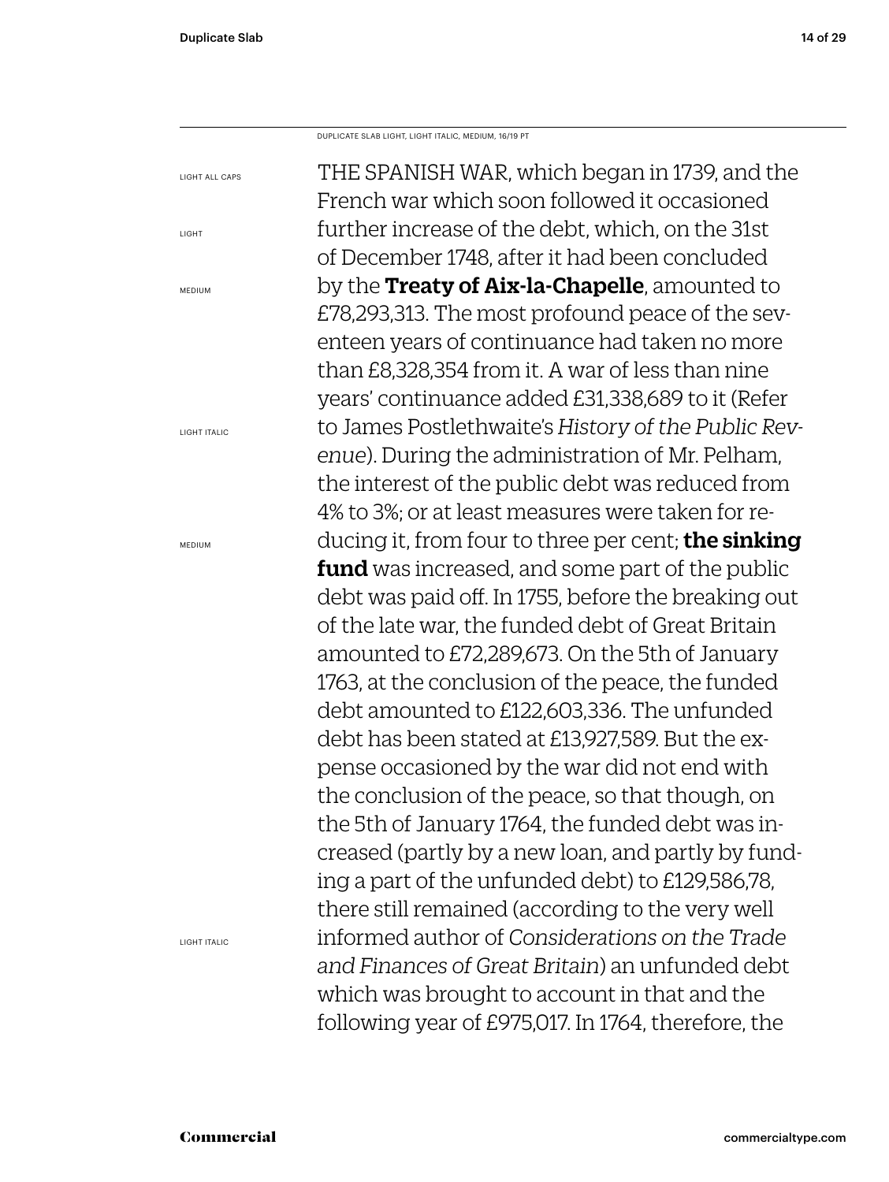DUPLICATE SLAB LIGHT, LIGHT ITALIC, MEDIUM, 16/19 PT

LIGHT ALL CAPS

LIGHT

MEDIUM

LIGHT ITALIC

MEDIUM

LIGHT ITALIC

THE SPANISH WAR, which began in 1739, and the French war which soon followed it occasioned further increase of the debt, which, on the 31st of December 1748, after it had been concluded by the **Treaty of Aix-la-Chapelle**, amounted to £78,293,313. The most profound peace of the seventeen years of continuance had taken no more than £8,328,354 from it. A war of less than nine years' continuance added £31,338,689 to it (Refer to James Postlethwaite's *History of the Public Revenue*). During the administration of Mr. Pelham, the interest of the public debt was reduced from 4% to 3%; or at least measures were taken for reducing it, from four to three per cent; **the sinking fund** was increased, and some part of the public debt was paid off. In 1755, before the breaking out of the late war, the funded debt of Great Britain amounted to £72,289,673. On the 5th of January 1763, at the conclusion of the peace, the funded debt amounted to £122,603,336. The unfunded debt has been stated at £13,927,589. But the expense occasioned by the war did not end with the conclusion of the peace, so that though, on the 5th of January 1764, the funded debt was increased (partly by a new loan, and partly by funding a part of the unfunded debt) to £129,586,78, there still remained (according to the very well informed author of *Considerations on the Trade and Finances of Great Britain*) an unfunded debt which was brought to account in that and the following year of £975,017. In 1764, therefore, the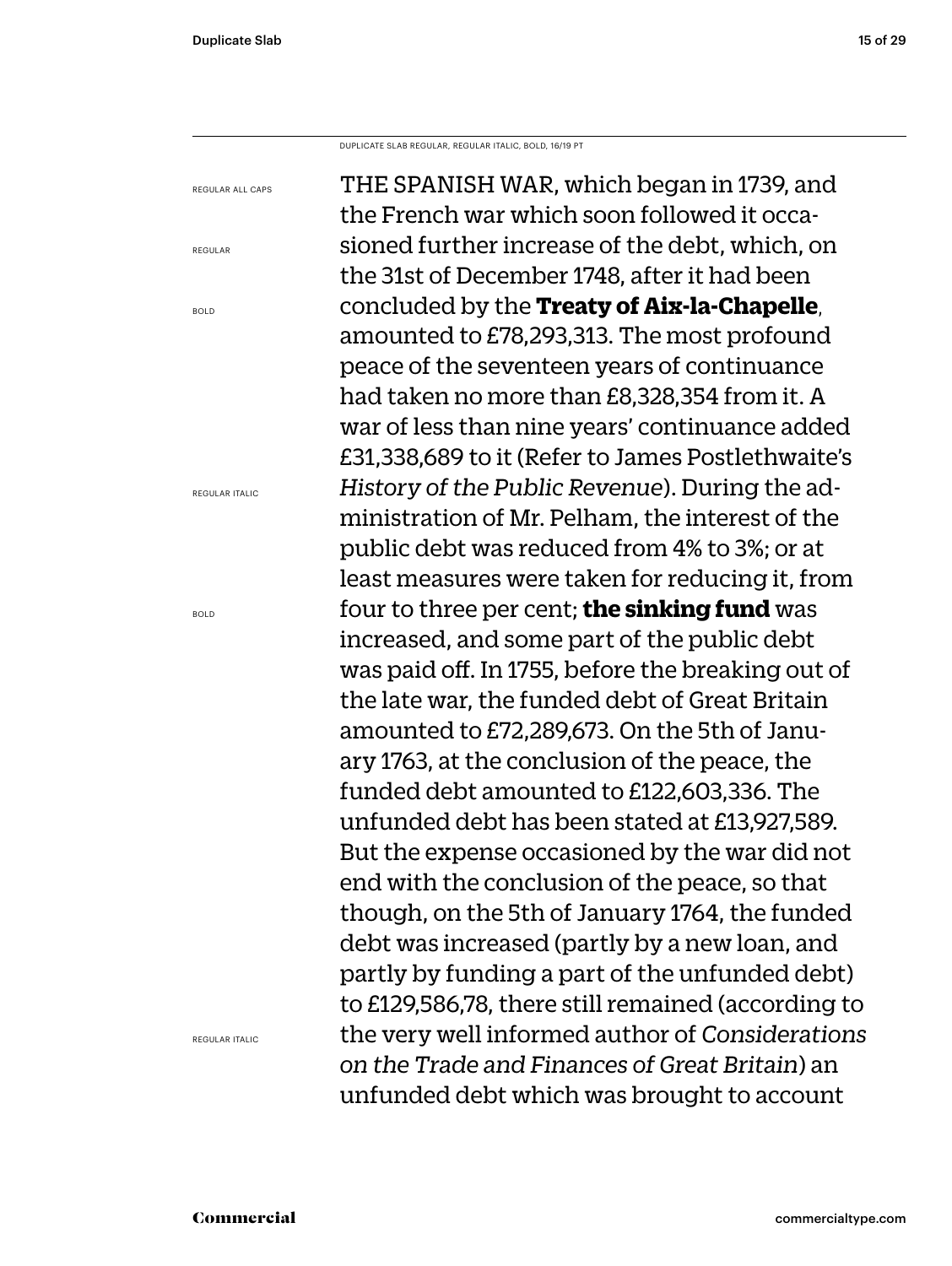DUPLICATE SLAB REGULAR, REGULAR ITALIC, BOLD, 16/19 PT

REGULAR ALL CAPS

REGULAR

BOLD

REGULAR ITALIC

BOLD

REGULAR ITALIC

THE SPANISH WAR, which began in 1739, and the French war which soon followed it occasioned further increase of the debt, which, on the 31st of December 1748, after it had been concluded by the **Treaty of Aix-la-Chapelle**, amounted to £78,293,313. The most profound peace of the seventeen years of continuance had taken no more than £8,328,354 from it. A war of less than nine years' continuance added £31,338,689 to it (Refer to James Postlethwaite's *History of the Public Revenue*). During the administration of Mr. Pelham, the interest of the public debt was reduced from 4% to 3%; or at least measures were taken for reducing it, from four to three per cent; **the sinking fund** was increased, and some part of the public debt was paid off. In 1755, before the breaking out of the late war, the funded debt of Great Britain amounted to £72,289,673. On the 5th of January 1763, at the conclusion of the peace, the funded debt amounted to £122,603,336. The unfunded debt has been stated at £13,927,589. But the expense occasioned by the war did not end with the conclusion of the peace, so that though, on the 5th of January 1764, the funded debt was increased (partly by a new loan, and partly by funding a part of the unfunded debt) to £129,586,78, there still remained (according to the very well informed author of *Considerations on the Trade and Finances of Great Britain*) an unfunded debt which was brought to account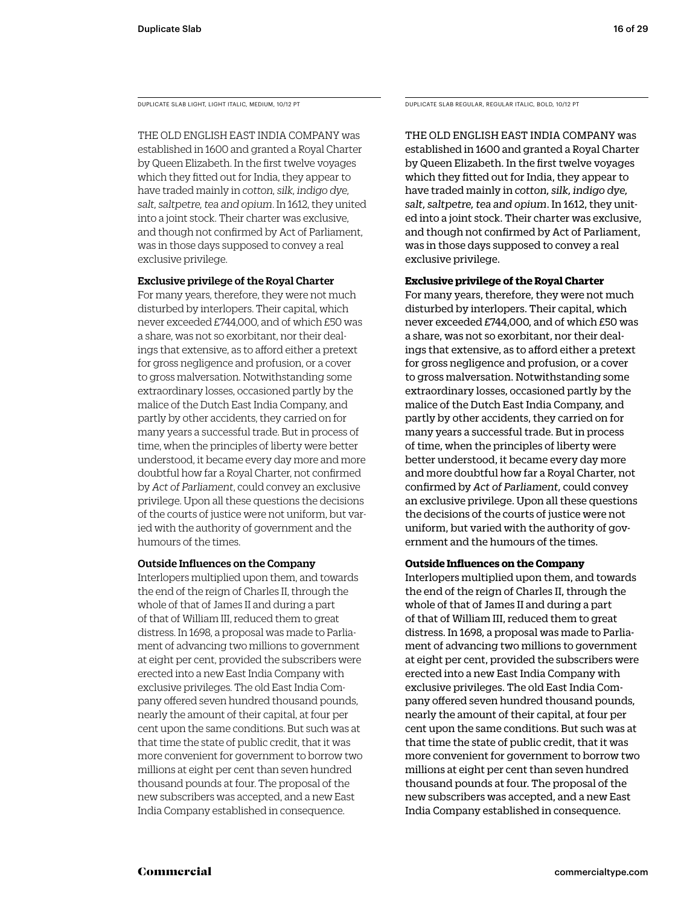DUPLICATE SLAB LIGHT, LIGHT ITALIC, MEDIUM, 10/12 PT

THE OLD ENGLISH EAST INDIA COMPANY was established in 1600 and granted a Royal Charter by Queen Elizabeth. In the first twelve voyages which they fitted out for India, they appear to have traded mainly in *cotton, silk, indigo dye, salt, saltpetre, tea and opium*. In 1612, they united into a joint stock. Their charter was exclusive, and though not confirmed by Act of Parliament, was in those days supposed to convey a real exclusive privilege.

**Exclusive privilege of the Royal Charter**

For many years, therefore, they were not much disturbed by interlopers. Their capital, which never exceeded £744,000, and of which £50 was a share, was not so exorbitant, nor their dealings that extensive, as to afford either a pretext for gross negligence and profusion, or a cover to gross malversation. Notwithstanding some extraordinary losses, occasioned partly by the malice of the Dutch East India Company, and partly by other accidents, they carried on for many years a successful trade. But in process of time, when the principles of liberty were better understood, it became every day more and more doubtful how far a Royal Charter, not confirmed by *Act of Parliament*, could convey an exclusive privilege. Upon all these questions the decisions of the courts of justice were not uniform, but varied with the authority of government and the humours of the times.

**Outside Influences on the Company**

Interlopers multiplied upon them, and towards the end of the reign of Charles II, through the whole of that of James II and during a part of that of William III, reduced them to great distress. In 1698, a proposal was made to Parliament of advancing two millions to government at eight per cent, provided the subscribers were erected into a new East India Company with exclusive privileges. The old East India Company offered seven hundred thousand pounds, nearly the amount of their capital, at four per cent upon the same conditions. But such was at that time the state of public credit, that it was more convenient for government to borrow two millions at eight per cent than seven hundred thousand pounds at four. The proposal of the new subscribers was accepted, and a new East India Company established in consequence.

DUPLICATE SLAB REGULAR, REGULAR ITALIC, BOLD, 10/12 PT

THE OLD ENGLISH EAST INDIA COMPANY was established in 1600 and granted a Royal Charter by Queen Elizabeth. In the first twelve voyages which they fitted out for India, they appear to have traded mainly in *cotton, silk, indigo dye, salt, saltpetre, tea and opium*. In 1612, they united into a joint stock. Their charter was exclusive, and though not confirmed by Act of Parliament, was in those days supposed to convey a real exclusive privilege.

**Exclusive privilege of the Royal Charter**

For many years, therefore, they were not much disturbed by interlopers. Their capital, which never exceeded £744,000, and of which £50 was a share, was not so exorbitant, nor their dealings that extensive, as to afford either a pretext for gross negligence and profusion, or a cover to gross malversation. Notwithstanding some extraordinary losses, occasioned partly by the malice of the Dutch East India Company, and partly by other accidents, they carried on for many years a successful trade. But in process of time, when the principles of liberty were better understood, it became every day more and more doubtful how far a Royal Charter, not confirmed by *Act of Parliament*, could convey an exclusive privilege. Upon all these questions the decisions of the courts of justice were not uniform, but varied with the authority of government and the humours of the times.

**Outside Influences on the Company**

Interlopers multiplied upon them, and towards the end of the reign of Charles II, through the whole of that of James II and during a part of that of William III, reduced them to great distress. In 1698, a proposal was made to Parliament of advancing two millions to government at eight per cent, provided the subscribers were erected into a new East India Company with exclusive privileges. The old East India Company offered seven hundred thousand pounds, nearly the amount of their capital, at four per cent upon the same conditions. But such was at that time the state of public credit, that it was more convenient for government to borrow two millions at eight per cent than seven hundred thousand pounds at four. The proposal of the new subscribers was accepted, and a new East India Company established in consequence.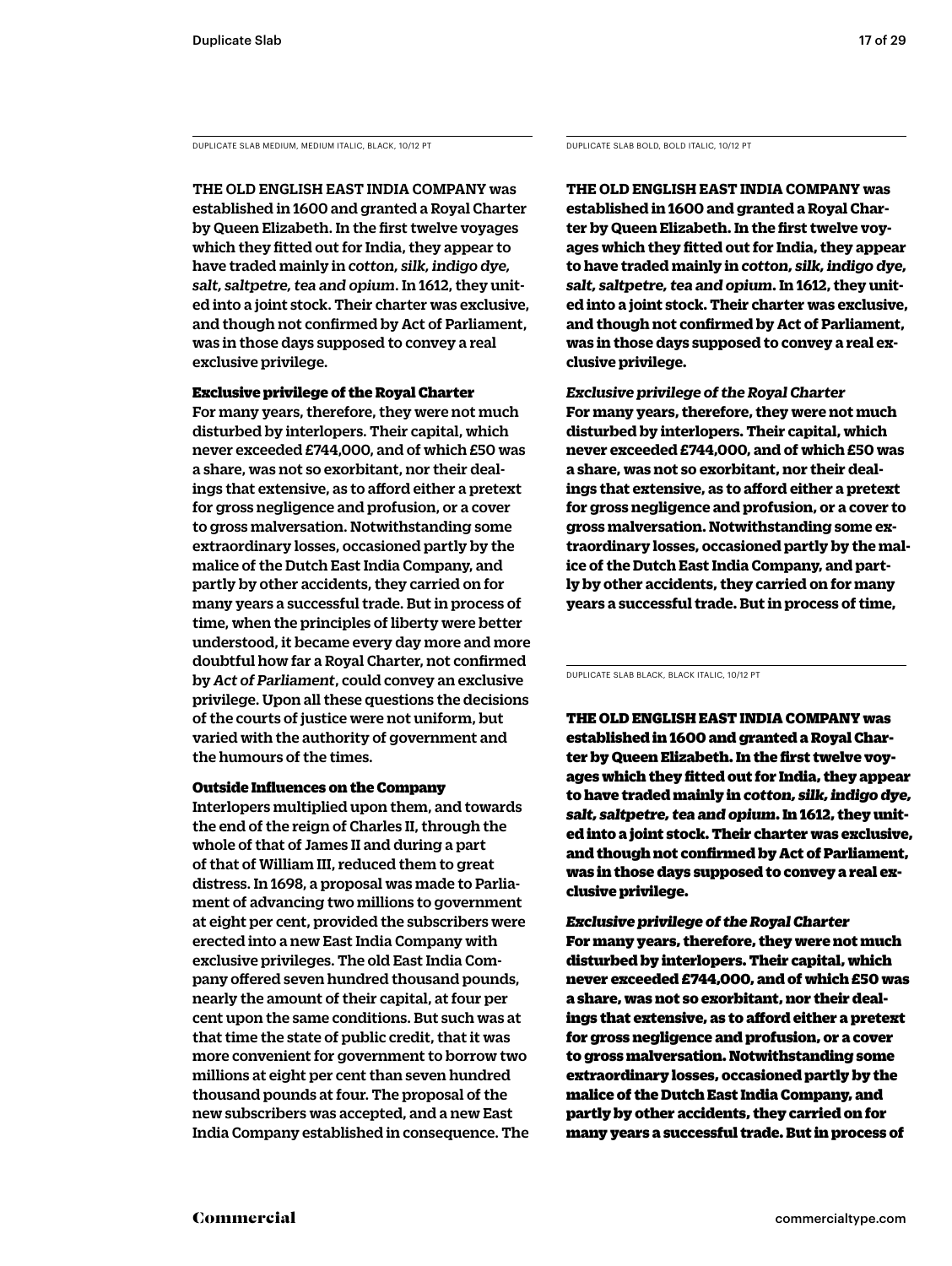DUPLICATE SLAB MEDIUM, MEDIUM ITALIC, BLACK, 10/12 PT

THE OLD ENGLISH EAST INDIA COMPANY was established in 1600 and granted a Royal Charter by Queen Elizabeth. In the first twelve voyages which they fitted out for India, they appear to have traded mainly in *cotton, silk, indigo dye, salt, saltpetre, tea and opium*. In 1612, they united into a joint stock. Their charter was exclusive, and though not confirmed by Act of Parliament, was in those days supposed to convey a real exclusive privilege.

**Exclusive privilege of the Royal Charter**
For many years, therefore, they were not much disturbed by interlopers. Their capital, which never exceeded £744,000, and of which £50 was a share, was not so exorbitant, nor their dealings that extensive, as to afford either a pretext for gross negligence and profusion, or a cover to gross malversation. Notwithstanding some extraordinary losses, occasioned partly by the malice of the Dutch East India Company, and partly by other accidents, they carried on for many years a successful trade. But in process of time, when the principles of liberty were better understood, it became every day more and more doubtful how far a Royal Charter, not confirmed by *Act of Parliament*, could convey an exclusive privilege. Upon all these questions the decisions of the courts of justice were not uniform, but varied with the authority of government and the humours of the times.

**Outside Influences on the Company**
Interlopers multiplied upon them, and towards the end of the reign of Charles II, through the whole of that of James II and during a part of that of William III, reduced them to great distress. In 1698, a proposal was made to Parliament of advancing two millions to government at eight per cent, provided the subscribers were erected into a new East India Company with exclusive privileges. The old East India Company offered seven hundred thousand pounds, nearly the amount of their capital, at four per cent upon the same conditions. But such was at that time the state of public credit, that it was more convenient for government to borrow two millions at eight per cent than seven hundred thousand pounds at four. The proposal of the new subscribers was accepted, and a new East India Company established in consequence. The

DUPLICATE SLAB BOLD, BOLD ITALIC, 10/12 PT

**THE OLD ENGLISH EAST INDIA COMPANY was established in 1600 and granted a Royal Charter by Queen Elizabeth. In the first twelve voyages which they fitted out for India, they appear to have traded mainly in *cotton, silk, indigo dye, salt, saltpetre, tea and opium*. In 1612, they united into a joint stock. Their charter was exclusive, and though not confirmed by Act of Parliament, was in those days supposed to convey a real exclusive privilege.**

***Exclusive privilege of the Royal Charter***
**For many years, therefore, they were not much disturbed by interlopers. Their capital, which never exceeded £744,000, and of which £50 was a share, was not so exorbitant, nor their dealings that extensive, as to afford either a pretext for gross negligence and profusion, or a cover to gross malversation. Notwithstanding some extraordinary losses, occasioned partly by the malice of the Dutch East India Company, and partly by other accidents, they carried on for many years a successful trade. But in process of time,**

DUPLICATE SLAB BLACK, BLACK ITALIC, 10/12 PT

**THE OLD ENGLISH EAST INDIA COMPANY was established in 1600 and granted a Royal Charter by Queen Elizabeth. In the first twelve voyages which they fitted out for India, they appear to have traded mainly in *cotton, silk, indigo dye, salt, saltpetre, tea and opium*. In 1612, they united into a joint stock. Their charter was exclusive, and though not confirmed by Act of Parliament, was in those days supposed to convey a real exclusive privilege.**

***Exclusive privilege of the Royal Charter***
**For many years, therefore, they were not much disturbed by interlopers. Their capital, which never exceeded £744,000, and of which £50 was a share, was not so exorbitant, nor their dealings that extensive, as to afford either a pretext for gross negligence and profusion, or a cover to gross malversation. Notwithstanding some extraordinary losses, occasioned partly by the malice of the Dutch East India Company, and partly by other accidents, they carried on for many years a successful trade. But in process of**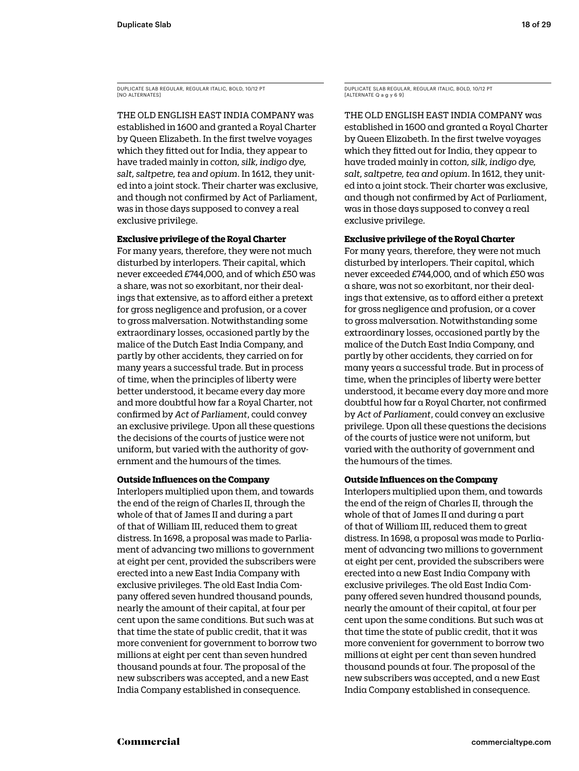DUPLICATE SLAB REGULAR, REGULAR ITALIC, BOLD, 10/12 PT
[NO ALTERNATES]

THE OLD ENGLISH EAST INDIA COMPANY was established in 1600 and granted a Royal Charter by Queen Elizabeth. In the first twelve voyages which they fitted out for India, they appear to have traded mainly in *cotton, silk, indigo dye, salt, saltpetre, tea and opium*. In 1612, they united into a joint stock. Their charter was exclusive, and though not confirmed by Act of Parliament, was in those days supposed to convey a real exclusive privilege.

**Exclusive privilege of the Royal Charter**

For many years, therefore, they were not much disturbed by interlopers. Their capital, which never exceeded £744,000, and of which £50 was a share, was not so exorbitant, nor their dealings that extensive, as to afford either a pretext for gross negligence and profusion, or a cover to gross malversation. Notwithstanding some extraordinary losses, occasioned partly by the malice of the Dutch East India Company, and partly by other accidents, they carried on for many years a successful trade. But in process of time, when the principles of liberty were better understood, it became every day more and more doubtful how far a Royal Charter, not confirmed by *Act of Parliament*, could convey an exclusive privilege. Upon all these questions the decisions of the courts of justice were not uniform, but varied with the authority of government and the humours of the times.

**Outside Influences on the Company**

Interlopers multiplied upon them, and towards the end of the reign of Charles II, through the whole of that of James II and during a part of that of William III, reduced them to great distress. In 1698, a proposal was made to Parliament of advancing two millions to government at eight per cent, provided the subscribers were erected into a new East India Company with exclusive privileges. The old East India Company offered seven hundred thousand pounds, nearly the amount of their capital, at four per cent upon the same conditions. But such was at that time the state of public credit, that it was more convenient for government to borrow two millions at eight per cent than seven hundred thousand pounds at four. The proposal of the new subscribers was accepted, and a new East India Company established in consequence.

DUPLICATE SLAB REGULAR, REGULAR ITALIC, BOLD, 10/12 PT
[ALTERNATE Q a g y 6 9]

THE OLD ENGLISH EAST INDIA COMPANY was established in 1600 and granted a Royal Charter by Queen Elizabeth. In the first twelve voyages which they fitted out for India, they appear to have traded mainly in *cotton, silk, indigo dye, salt, saltpetre, tea and opium*. In 1612, they united into a joint stock. Their charter was exclusive, and though not confirmed by Act of Parliament, was in those days supposed to convey a real exclusive privilege.

**Exclusive privilege of the Royal Charter**

For many years, therefore, they were not much disturbed by interlopers. Their capital, which never exceeded £744,000, and of which £50 was a share, was not so exorbitant, nor their dealings that extensive, as to afford either a pretext for gross negligence and profusion, or a cover to gross malversation. Notwithstanding some extraordinary losses, occasioned partly by the malice of the Dutch East India Company, and partly by other accidents, they carried on for many years a successful trade. But in process of time, when the principles of liberty were better understood, it became every day more and more doubtful how far a Royal Charter, not confirmed by *Act of Parliament*, could convey an exclusive privilege. Upon all these questions the decisions of the courts of justice were not uniform, but varied with the authority of government and the humours of the times.

**Outside Influences on the Company**

Interlopers multiplied upon them, and towards the end of the reign of Charles II, through the whole of that of James II and during a part of that of William III, reduced them to great distress. In 1698, a proposal was made to Parliament of advancing two millions to government at eight per cent, provided the subscribers were erected into a new East India Company with exclusive privileges. The old East India Company offered seven hundred thousand pounds, nearly the amount of their capital, at four per cent upon the same conditions. But such was at that time the state of public credit, that it was more convenient for government to borrow two millions at eight per cent than seven hundred thousand pounds at four. The proposal of the new subscribers was accepted, and a new East India Company established in consequence.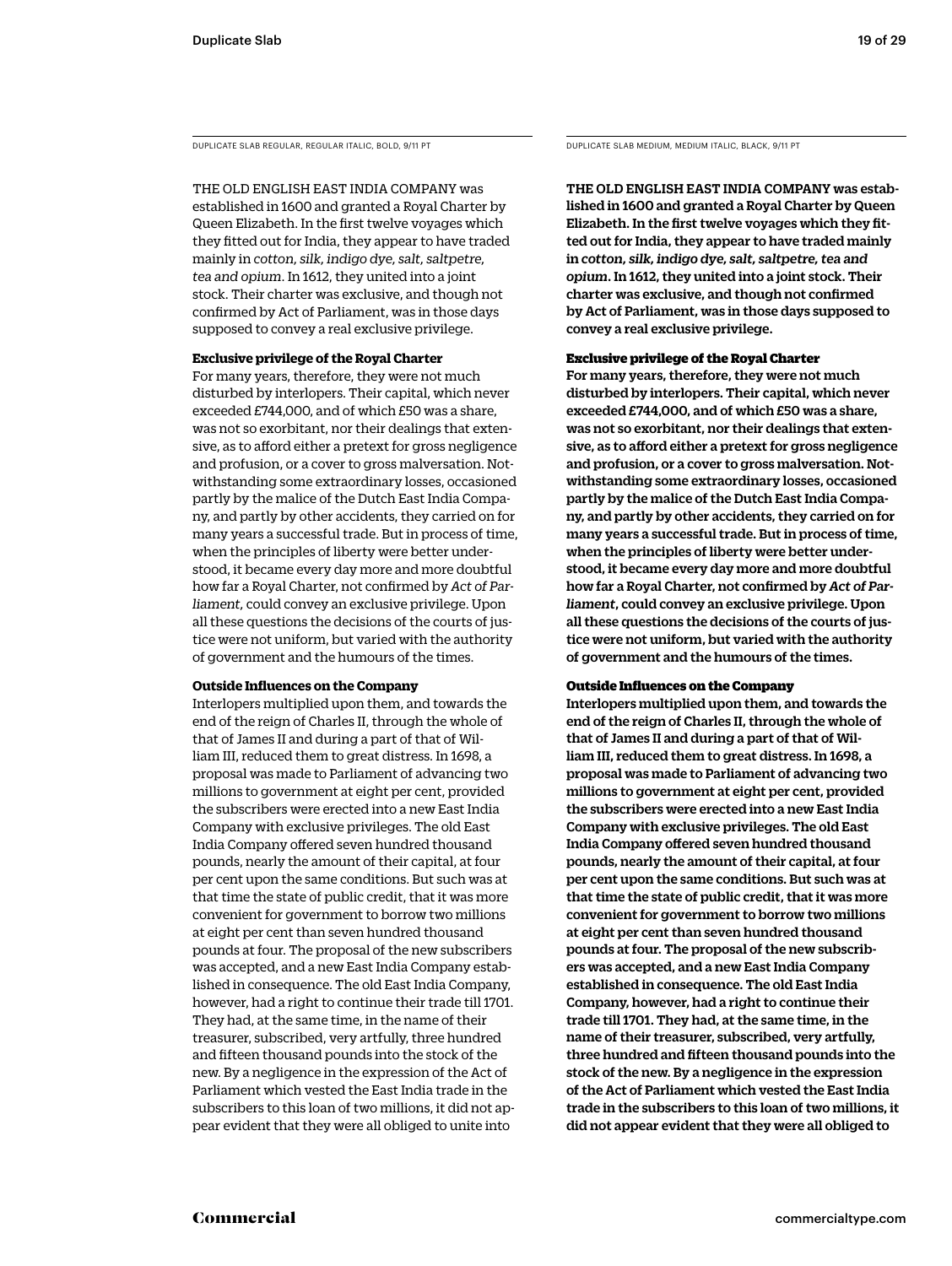DUPLICATE SLAB REGULAR, REGULAR ITALIC, BOLD, 9/11 PT

THE OLD ENGLISH EAST INDIA COMPANY was established in 1600 and granted a Royal Charter by Queen Elizabeth. In the first twelve voyages which they fitted out for India, they appear to have traded mainly in *cotton, silk, indigo dye, salt, saltpetre, tea and opium*. In 1612, they united into a joint stock. Their charter was exclusive, and though not confirmed by Act of Parliament, was in those days supposed to convey a real exclusive privilege.

**Exclusive privilege of the Royal Charter**

For many years, therefore, they were not much disturbed by interlopers. Their capital, which never exceeded £744,000, and of which £50 was a share, was not so exorbitant, nor their dealings that extensive, as to afford either a pretext for gross negligence and profusion, or a cover to gross malversation. Notwithstanding some extraordinary losses, occasioned partly by the malice of the Dutch East India Company, and partly by other accidents, they carried on for many years a successful trade. But in process of time, when the principles of liberty were better understood, it became every day more and more doubtful how far a Royal Charter, not confirmed by *Act of Parliament*, could convey an exclusive privilege. Upon all these questions the decisions of the courts of justice were not uniform, but varied with the authority of government and the humours of the times.

**Outside Influences on the Company**

Interlopers multiplied upon them, and towards the end of the reign of Charles II, through the whole of that of James II and during a part of that of William III, reduced them to great distress. In 1698, a proposal was made to Parliament of advancing two millions to government at eight per cent, provided the subscribers were erected into a new East India Company with exclusive privileges. The old East India Company offered seven hundred thousand pounds, nearly the amount of their capital, at four per cent upon the same conditions. But such was at that time the state of public credit, that it was more convenient for government to borrow two millions at eight per cent than seven hundred thousand pounds at four. The proposal of the new subscribers was accepted, and a new East India Company established in consequence. The old East India Company, however, had a right to continue their trade till 1701. They had, at the same time, in the name of their treasurer, subscribed, very artfully, three hundred and fifteen thousand pounds into the stock of the new. By a negligence in the expression of the Act of Parliament which vested the East India trade in the subscribers to this loan of two millions, it did not appear evident that they were all obliged to unite into

DUPLICATE SLAB MEDIUM, MEDIUM ITALIC, BLACK, 9/11 PT

THE OLD ENGLISH EAST INDIA COMPANY was established in 1600 and granted a Royal Charter by Queen Elizabeth. In the first twelve voyages which they fitted out for India, they appear to have traded mainly in *cotton, silk, indigo dye, salt, saltpetre, tea and opium*. In 1612, they united into a joint stock. Their charter was exclusive, and though not confirmed by Act of Parliament, was in those days supposed to convey a real exclusive privilege.

**Exclusive privilege of the Royal Charter**

For many years, therefore, they were not much disturbed by interlopers. Their capital, which never exceeded £744,000, and of which £50 was a share, was not so exorbitant, nor their dealings that extensive, as to afford either a pretext for gross negligence and profusion, or a cover to gross malversation. Notwithstanding some extraordinary losses, occasioned partly by the malice of the Dutch East India Company, and partly by other accidents, they carried on for many years a successful trade. But in process of time, when the principles of liberty were better understood, it became every day more and more doubtful how far a Royal Charter, not confirmed by *Act of Parliament*, could convey an exclusive privilege. Upon all these questions the decisions of the courts of justice were not uniform, but varied with the authority of government and the humours of the times.

**Outside Influences on the Company**

Interlopers multiplied upon them, and towards the end of the reign of Charles II, through the whole of that of James II and during a part of that of William III, reduced them to great distress. In 1698, a proposal was made to Parliament of advancing two millions to government at eight per cent, provided the subscribers were erected into a new East India Company with exclusive privileges. The old East India Company offered seven hundred thousand pounds, nearly the amount of their capital, at four per cent upon the same conditions. But such was at that time the state of public credit, that it was more convenient for government to borrow two millions at eight per cent than seven hundred thousand pounds at four. The proposal of the new subscribers was accepted, and a new East India Company established in consequence. The old East India Company, however, had a right to continue their trade till 1701. They had, at the same time, in the name of their treasurer, subscribed, very artfully, three hundred and fifteen thousand pounds into the stock of the new. By a negligence in the expression of the Act of Parliament which vested the East India trade in the subscribers to this loan of two millions, it did not appear evident that they were all obliged to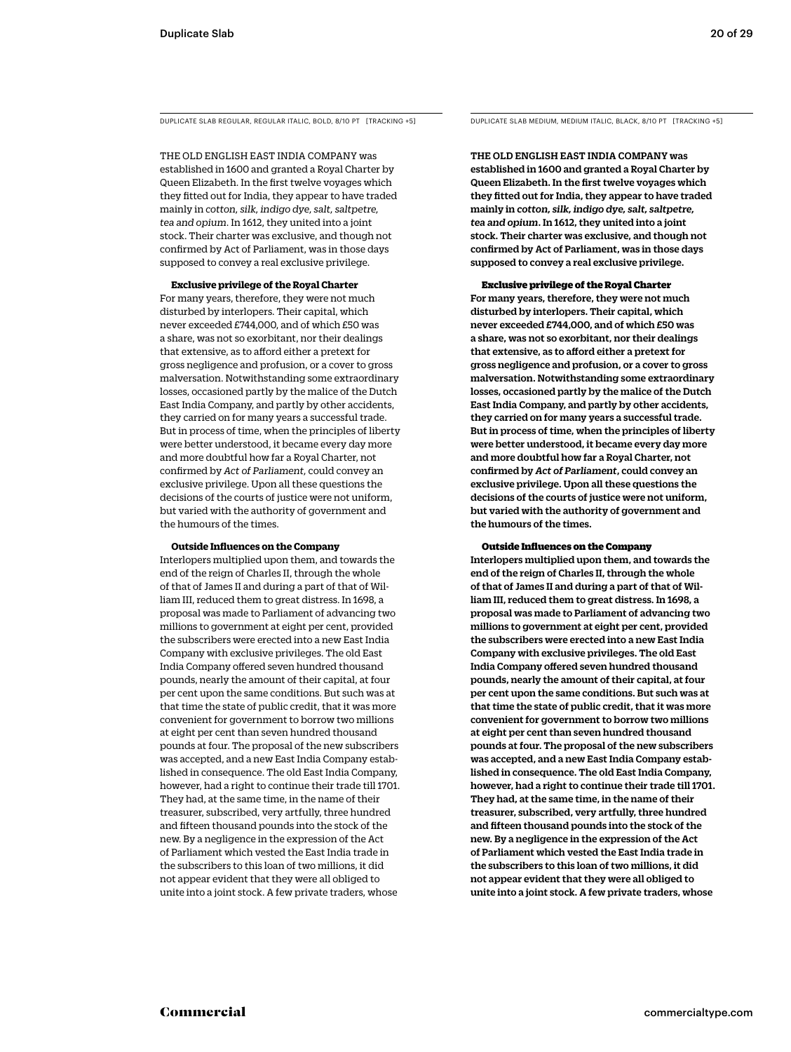DUPLICATE SLAB REGULAR, REGULAR ITALIC, BOLD, 8/10 PT [TRACKING +5]

THE OLD ENGLISH EAST INDIA COMPANY was established in 1600 and granted a Royal Charter by Queen Elizabeth. In the first twelve voyages which they fitted out for India, they appear to have traded mainly in *cotton, silk, indigo dye, salt, saltpetre, tea and opium*. In 1612, they united into a joint stock. Their charter was exclusive, and though not confirmed by Act of Parliament, was in those days supposed to convey a real exclusive privilege.

**Exclusive privilege of the Royal Charter**

For many years, therefore, they were not much disturbed by interlopers. Their capital, which never exceeded £744,000, and of which £50 was a share, was not so exorbitant, nor their dealings that extensive, as to afford either a pretext for gross negligence and profusion, or a cover to gross malversation. Notwithstanding some extraordinary losses, occasioned partly by the malice of the Dutch East India Company, and partly by other accidents, they carried on for many years a successful trade. But in process of time, when the principles of liberty were better understood, it became every day more and more doubtful how far a Royal Charter, not confirmed by *Act of Parliament*, could convey an exclusive privilege. Upon all these questions the decisions of the courts of justice were not uniform, but varied with the authority of government and the humours of the times.

**Outside Influences on the Company**

Interlopers multiplied upon them, and towards the end of the reign of Charles II, through the whole of that of James II and during a part of that of William III, reduced them to great distress. In 1698, a proposal was made to Parliament of advancing two millions to government at eight per cent, provided the subscribers were erected into a new East India Company with exclusive privileges. The old East India Company offered seven hundred thousand pounds, nearly the amount of their capital, at four per cent upon the same conditions. But such was at that time the state of public credit, that it was more convenient for government to borrow two millions at eight per cent than seven hundred thousand pounds at four. The proposal of the new subscribers was accepted, and a new East India Company established in consequence. The old East India Company, however, had a right to continue their trade till 1701. They had, at the same time, in the name of their treasurer, subscribed, very artfully, three hundred and fifteen thousand pounds into the stock of the new. By a negligence in the expression of the Act of Parliament which vested the East India trade in the subscribers to this loan of two millions, it did not appear evident that they were all obliged to unite into a joint stock. A few private traders, whose

DUPLICATE SLAB MEDIUM, MEDIUM ITALIC, BLACK, 8/10 PT [TRACKING +5]

THE OLD ENGLISH EAST INDIA COMPANY was established in 1600 and granted a Royal Charter by Queen Elizabeth. In the first twelve voyages which they fitted out for India, they appear to have traded mainly in *cotton, silk, indigo dye, salt, saltpetre, tea and opium*. In 1612, they united into a joint stock. Their charter was exclusive, and though not confirmed by Act of Parliament, was in those days supposed to convey a real exclusive privilege.

**Exclusive privilege of the Royal Charter**

For many years, therefore, they were not much disturbed by interlopers. Their capital, which never exceeded £744,000, and of which £50 was a share, was not so exorbitant, nor their dealings that extensive, as to afford either a pretext for gross negligence and profusion, or a cover to gross malversation. Notwithstanding some extraordinary losses, occasioned partly by the malice of the Dutch East India Company, and partly by other accidents, they carried on for many years a successful trade. But in process of time, when the principles of liberty were better understood, it became every day more and more doubtful how far a Royal Charter, not confirmed by *Act of Parliament*, could convey an exclusive privilege. Upon all these questions the decisions of the courts of justice were not uniform, but varied with the authority of government and the humours of the times.

**Outside Influences on the Company**

Interlopers multiplied upon them, and towards the end of the reign of Charles II, through the whole of that of James II and during a part of that of William III, reduced them to great distress. In 1698, a proposal was made to Parliament of advancing two millions to government at eight per cent, provided the subscribers were erected into a new East India Company with exclusive privileges. The old East India Company offered seven hundred thousand pounds, nearly the amount of their capital, at four per cent upon the same conditions. But such was at that time the state of public credit, that it was more convenient for government to borrow two millions at eight per cent than seven hundred thousand pounds at four. The proposal of the new subscribers was accepted, and a new East India Company established in consequence. The old East India Company, however, had a right to continue their trade till 1701. They had, at the same time, in the name of their treasurer, subscribed, very artfully, three hundred and fifteen thousand pounds into the stock of the new. By a negligence in the expression of the Act of Parliament which vested the East India trade in the subscribers to this loan of two millions, it did not appear evident that they were all obliged to unite into a joint stock. A few private traders, whose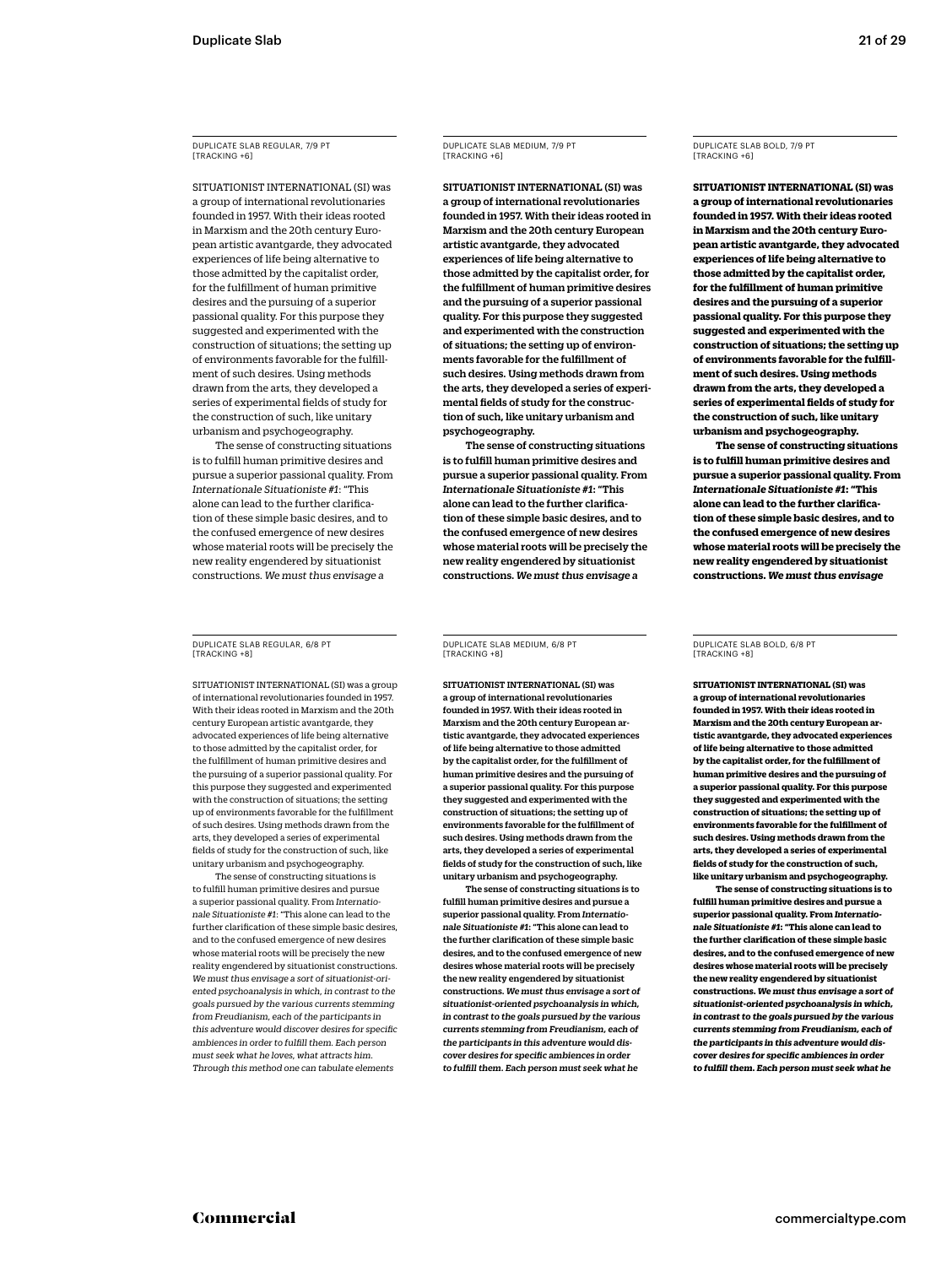DUPLICATE SLAB REGULAR, 7/9 PT
[TRACKING +6]

SITUATIONIST INTERNATIONAL (SI) was a group of international revolutionaries founded in 1957. With their ideas rooted in Marxism and the 20th century European artistic avantgarde, they advocated experiences of life being alternative to those admitted by the capitalist order, for the fulfillment of human primitive desires and the pursuing of a superior passional quality. For this purpose they suggested and experimented with the construction of situations; the setting up of environments favorable for the fulfillment of such desires. Using methods drawn from the arts, they developed a series of experimental fields of study for the construction of such, like unitary urbanism and psychogeography.

The sense of constructing situations is to fulfill human primitive desires and pursue a superior passional quality. From *Internationale Situationiste #1*: "This alone can lead to the further clarification of these simple basic desires, and to the confused emergence of new desires whose material roots will be precisely the new reality engendered by situationist constructions. *We must thus envisage a*

DUPLICATE SLAB MEDIUM, 7/9 PT
[TRACKING +6]

**SITUATIONIST INTERNATIONAL (SI) was a group of international revolutionaries founded in 1957. With their ideas rooted in Marxism and the 20th century European artistic avantgarde, they advocated experiences of life being alternative to those admitted by the capitalist order, for the fulfillment of human primitive desires and the pursuing of a superior passional quality. For this purpose they suggested and experimented with the construction of situations; the setting up of environments favorable for the fulfillment of such desires. Using methods drawn from the arts, they developed a series of experimental fields of study for the construction of such, like unitary urbanism and psychogeography.**

**The sense of constructing situations is to fulfill human primitive desires and pursue a superior passional quality. From *Internationale Situationiste #1*: "This alone can lead to the further clarification of these simple basic desires, and to the confused emergence of new desires whose material roots will be precisely the new reality engendered by situationist constructions. *We must thus envisage a***

DUPLICATE SLAB BOLD, 7/9 PT
[TRACKING +6]

**SITUATIONIST INTERNATIONAL (SI) was a group of international revolutionaries founded in 1957. With their ideas rooted in Marxism and the 20th century European artistic avantgarde, they advocated experiences of life being alternative to those admitted by the capitalist order, for the fulfillment of human primitive desires and the pursuing of a superior passional quality. For this purpose they suggested and experimented with the construction of situations; the setting up of environments favorable for the fulfillment of such desires. Using methods drawn from the arts, they developed a series of experimental fields of study for the construction of such, like unitary urbanism and psychogeography.**

**The sense of constructing situations is to fulfill human primitive desires and pursue a superior passional quality. From *Internationale Situationiste #1*: "This alone can lead to the further clarification of these simple basic desires, and to the confused emergence of new desires whose material roots will be precisely the new reality engendered by situationist constructions. *We must thus envisage***

DUPLICATE SLAB REGULAR, 6/8 PT
[TRACKING +8]

SITUATIONIST INTERNATIONAL (SI) was a group of international revolutionaries founded in 1957. With their ideas rooted in Marxism and the 20th century European artistic avantgarde, they advocated experiences of life being alternative to those admitted by the capitalist order, for the fulfillment of human primitive desires and the pursuing of a superior passional quality. For this purpose they suggested and experimented with the construction of situations; the setting up of environments favorable for the fulfillment of such desires. Using methods drawn from the arts, they developed a series of experimental fields of study for the construction of such, like unitary urbanism and psychogeography.

The sense of constructing situations is to fulfill human primitive desires and pursue a superior passional quality. From *Internationale Situationiste #1*: "This alone can lead to the further clarification of these simple basic desires, and to the confused emergence of new desires whose material roots will be precisely the new reality engendered by situationist constructions. *We must thus envisage a sort of situationist-oriented psychoanalysis in which, in contrast to the goals pursued by the various currents stemming from Freudianism, each of the participants in this adventure would discover desires for specific ambiences in order to fulfill them. Each person must seek what he loves, what attracts him. Through this method one can tabulate elements*

DUPLICATE SLAB MEDIUM, 6/8 PT
[TRACKING +8]

**SITUATIONIST INTERNATIONAL (SI) was a group of international revolutionaries founded in 1957. With their ideas rooted in Marxism and the 20th century European artistic avantgarde, they advocated experiences of life being alternative to those admitted by the capitalist order, for the fulfillment of human primitive desires and the pursuing of a superior passional quality. For this purpose they suggested and experimented with the construction of situations; the setting up of environments favorable for the fulfillment of such desires. Using methods drawn from the arts, they developed a series of experimental fields of study for the construction of such, like unitary urbanism and psychogeography.**

**The sense of constructing situations is to fulfill human primitive desires and pursue a superior passional quality. From *Internationale Situationiste #1*: "This alone can lead to the further clarification of these simple basic desires, and to the confused emergence of new desires whose material roots will be precisely the new reality engendered by situationist constructions. *We must thus envisage a sort of situationist-oriented psychoanalysis in which, in contrast to the goals pursued by the various currents stemming from Freudianism, each of the participants in this adventure would discover desires for specific ambiences in order to fulfill them. Each person must seek what he***

DUPLICATE SLAB BOLD, 6/8 PT
[TRACKING +8]

**SITUATIONIST INTERNATIONAL (SI) was a group of international revolutionaries founded in 1957. With their ideas rooted in Marxism and the 20th century European artistic avantgarde, they advocated experiences of life being alternative to those admitted by the capitalist order, for the fulfillment of human primitive desires and the pursuing of a superior passional quality. For this purpose they suggested and experimented with the construction of situations; the setting up of environments favorable for the fulfillment of such desires. Using methods drawn from the arts, they developed a series of experimental fields of study for the construction of such, like unitary urbanism and psychogeography.**

**The sense of constructing situations is to fulfill human primitive desires and pursue a superior passional quality. From *Internationale Situationiste #1*: "This alone can lead to the further clarification of these simple basic desires, and to the confused emergence of new desires whose material roots will be precisely the new reality engendered by situationist constructions. *We must thus envisage a sort of situationist-oriented psychoanalysis in which, in contrast to the goals pursued by the various currents stemming from Freudianism, each of the participants in this adventure would discover desires for specific ambiences in order to fulfill them. Each person must seek what he***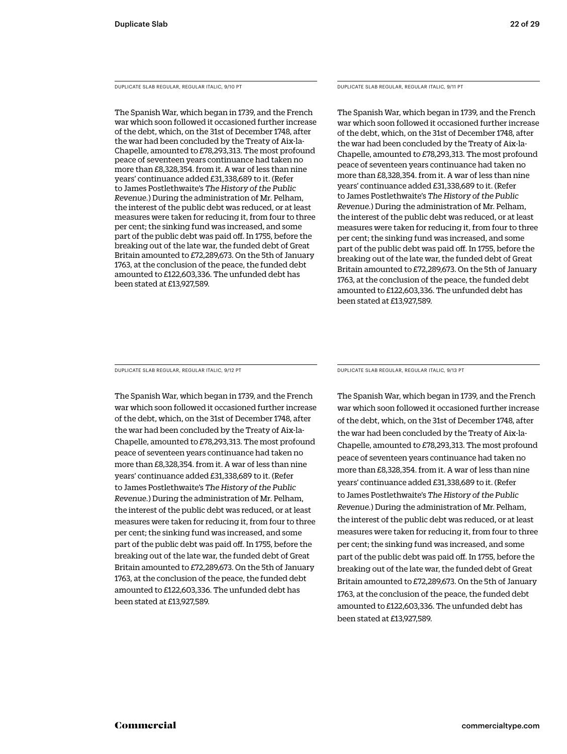DUPLICATE SLAB REGULAR, REGULAR ITALIC, 9/10 PT

The Spanish War, which began in 1739, and the French war which soon followed it occasioned further increase of the debt, which, on the 31st of December 1748, after the war had been concluded by the Treaty of Aix-la-Chapelle, amounted to £78,293,313. The most profound peace of seventeen years continuance had taken no more than £8,328,354. from it. A war of less than nine years' continuance added £31,338,689 to it. (Refer to James Postlethwaite's *The History of the Public Revenue.*) During the administration of Mr. Pelham, the interest of the public debt was reduced, or at least measures were taken for reducing it, from four to three per cent; the sinking fund was increased, and some part of the public debt was paid off. In 1755, before the breaking out of the late war, the funded debt of Great Britain amounted to £72,289,673. On the 5th of January 1763, at the conclusion of the peace, the funded debt amounted to £122,603,336. The unfunded debt has been stated at £13,927,589.

DUPLICATE SLAB REGULAR, REGULAR ITALIC, 9/11 PT

The Spanish War, which began in 1739, and the French war which soon followed it occasioned further increase of the debt, which, on the 31st of December 1748, after the war had been concluded by the Treaty of Aix-la-Chapelle, amounted to £78,293,313. The most profound peace of seventeen years continuance had taken no more than £8,328,354. from it. A war of less than nine years' continuance added £31,338,689 to it. (Refer to James Postlethwaite's *The History of the Public Revenue.*) During the administration of Mr. Pelham, the interest of the public debt was reduced, or at least measures were taken for reducing it, from four to three per cent; the sinking fund was increased, and some part of the public debt was paid off. In 1755, before the breaking out of the late war, the funded debt of Great Britain amounted to £72,289,673. On the 5th of January 1763, at the conclusion of the peace, the funded debt amounted to £122,603,336. The unfunded debt has been stated at £13,927,589.

DUPLICATE SLAB REGULAR, REGULAR ITALIC, 9/12 PT

The Spanish War, which began in 1739, and the French war which soon followed it occasioned further increase of the debt, which, on the 31st of December 1748, after the war had been concluded by the Treaty of Aix-la-Chapelle, amounted to £78,293,313. The most profound peace of seventeen years continuance had taken no more than £8,328,354. from it. A war of less than nine years' continuance added £31,338,689 to it. (Refer to James Postlethwaite's *The History of the Public Revenue.*) During the administration of Mr. Pelham, the interest of the public debt was reduced, or at least measures were taken for reducing it, from four to three per cent; the sinking fund was increased, and some part of the public debt was paid off. In 1755, before the breaking out of the late war, the funded debt of Great Britain amounted to £72,289,673. On the 5th of January 1763, at the conclusion of the peace, the funded debt amounted to £122,603,336. The unfunded debt has been stated at £13,927,589.

DUPLICATE SLAB REGULAR, REGULAR ITALIC, 9/13 PT

The Spanish War, which began in 1739, and the French war which soon followed it occasioned further increase of the debt, which, on the 31st of December 1748, after the war had been concluded by the Treaty of Aix-la-Chapelle, amounted to £78,293,313. The most profound peace of seventeen years continuance had taken no more than £8,328,354. from it. A war of less than nine years' continuance added £31,338,689 to it. (Refer to James Postlethwaite's *The History of the Public Revenue.*) During the administration of Mr. Pelham, the interest of the public debt was reduced, or at least measures were taken for reducing it, from four to three per cent; the sinking fund was increased, and some part of the public debt was paid off. In 1755, before the breaking out of the late war, the funded debt of Great Britain amounted to £72,289,673. On the 5th of January 1763, at the conclusion of the peace, the funded debt amounted to £122,603,336. The unfunded debt has been stated at £13,927,589.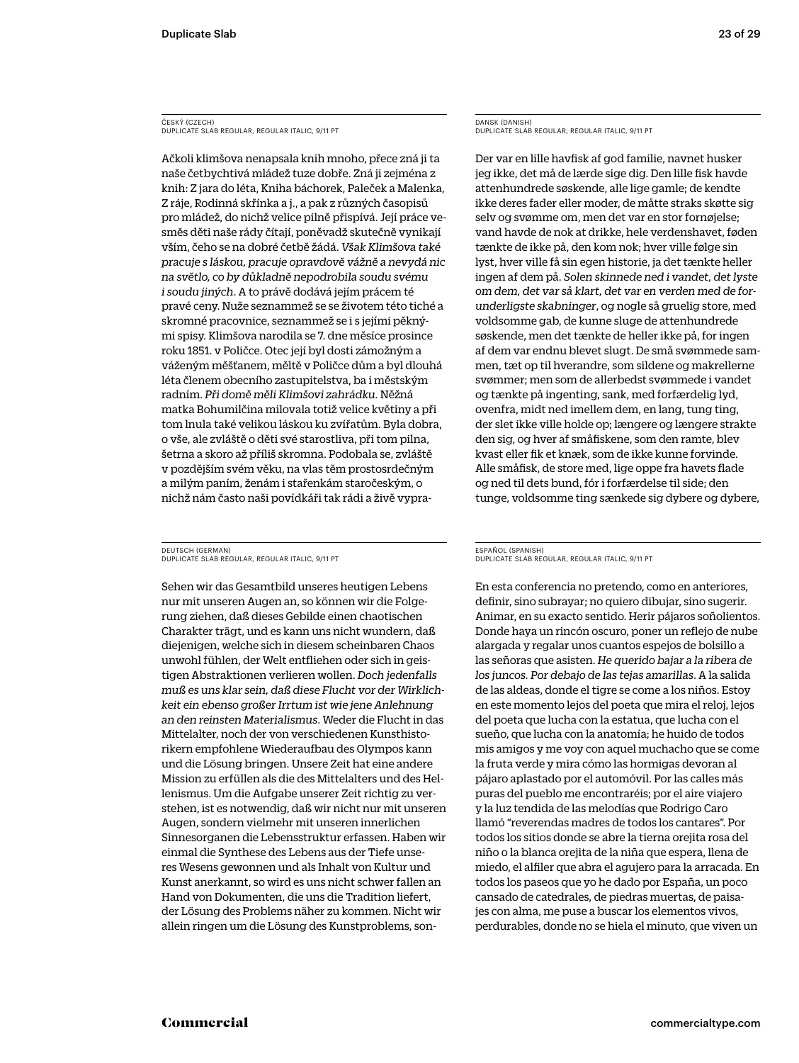ČESKÝ (CZECH)
DUPLICATE SLAB REGULAR, REGULAR ITALIC, 9/11 PT

Ačkoli klimšova nenapsala knih mnoho, přece zná ji ta naše četbychtivá mládež tuze dobře. Zná ji zejména z knih: Z jara do léta, Kniha báchorek, Paleček a Malenka, Z ráje, Rodinná skřínka a j., a pak z různých časopisů pro mládež, do nichž velice pilně přispívá. Její práce vesměs děti naše rády čítají, poněvadž skutečně vynikají vším, čeho se na dobré četbě žádá. *Však Klimšova také pracuje s láskou, pracuje opravdově vážně a nevydá nic na světlo, co by důkladně nepodrobila soudu svému i soudu jiných*. A to právě dodává jejím prácem té pravé ceny. Nuže seznammež se se životem této tiché a skromné pracovnice, seznammež se i s jejími pěknými spisy. Klimšova narodila se 7. dne měsíce prosince roku 1851. v Poličce. Otec její byl dosti zámožným a váženým měšťanem, měltě v Poličce dům a byl dlouhá léta členem obecního zastupitelstva, ba i městským radním. *Při domě měli Klimšovi zahrádku*. Něžná matka Bohumilčina milovala totiž velice květiny a při tom lnula také velikou láskou ku zvířatům. Byla dobra, o vše, ale zvláště o děti své starostliva, při tom pilna, šetrna a skoro až příliš skromna. Podobala se, zvláště v pozdějším svém věku, na vlas těm prostosrdečným a milým paním, ženám i stařenkám staročeským, o nichž nám často naši povídkáři tak rádi a živě vypra-

DANSK (DANISH)
DUPLICATE SLAB REGULAR, REGULAR ITALIC, 9/11 PT

Der var en lille havfisk af god familie, navnet husker jeg ikke, det må de lærde sige dig. Den lille fisk havde attenhundrede søskende, alle lige gamle; de kendte ikke deres fader eller moder, de måtte straks skøtte sig selv og svømme om, men det var en stor fornøjelse; vand havde de nok at drikke, hele verdenshavet, føden tænkte de ikke på, den kom nok; hver ville følge sin lyst, hver ville få sin egen historie, ja det tænkte heller ingen af dem på. *Solen skinnede ned i vandet, det lyste om dem, det var så klart, det var en verden med de forunderligste skabninger*, og nogle så gruelig store, med voldsomme gab, de kunne sluge de attenhundrede søskende, men det tænkte de heller ikke på, for ingen af dem var endnu blevet slugt. De små svømmede sammen, tæt op til hverandre, som sildene og makrellerne svømmer; men som de allerbedst svømmede i vandet og tænkte på ingenting, sank, med forfærdelig lyd, ovenfra, midt ned imellem dem, en lang, tung ting, der slet ikke ville holde op; længere og længere strakte den sig, og hver af småfiskene, som den ramte, blev kvast eller fik et knæk, som de ikke kunne forvinde. Alle småfisk, de store med, lige oppe fra havets flade og ned til dets bund, fór i forfærdelse til side; den tunge, voldsomme ting sænkede sig dybere og dybere,

DEUTSCH (GERMAN)
DUPLICATE SLAB REGULAR, REGULAR ITALIC, 9/11 PT

Sehen wir das Gesamtbild unseres heutigen Lebens nur mit unseren Augen an, so können wir die Folgerung ziehen, daß dieses Gebilde einen chaotischen Charakter trägt, und es kann uns nicht wundern, daß diejenigen, welche sich in diesem scheinbaren Chaos unwohl fühlen, der Welt entfliehen oder sich in geistigen Abstraktionen verlieren wollen. *Doch jedenfalls muß es uns klar sein, daß diese Flucht vor der Wirklichkeit ein ebenso großer Irrtum ist wie jene Anlehnung an den reinsten Materialismus*. Weder die Flucht in das Mittelalter, noch der von verschiedenen Kunsthistorikern empfohlene Wiederaufbau des Olympos kann und die Lösung bringen. Unsere Zeit hat eine andere Mission zu erfüllen als die des Mittelalters und des Hellenismus. Um die Aufgabe unserer Zeit richtig zu verstehen, ist es notwendig, daß wir nicht nur mit unseren Augen, sondern vielmehr mit unseren innerlichen Sinnesorganen die Lebensstruktur erfassen. Haben wir einmal die Synthese des Lebens aus der Tiefe unseres Wesens gewonnen und als Inhalt von Kultur und Kunst anerkannt, so wird es uns nicht schwer fallen an Hand von Dokumenten, die uns die Tradition liefert, der Lösung des Problems näher zu kommen. Nicht wir allein ringen um die Lösung des Kunstproblems, son-

ESPAÑOL (SPANISH)
DUPLICATE SLAB REGULAR, REGULAR ITALIC, 9/11 PT

En esta conferencia no pretendo, como en anteriores, definir, sino subrayar; no quiero dibujar, sino sugerir. Animar, en su exacto sentido. Herir pájaros soñolientos. Donde haya un rincón oscuro, poner un reflejo de nube alargada y regalar unos cuantos espejos de bolsillo a las señoras que asisten. *He querido bajar a la ribera de los juncos. Por debajo de las tejas amarillas*. A la salida de las aldeas, donde el tigre se come a los niños. Estoy en este momento lejos del poeta que mira el reloj, lejos del poeta que lucha con la estatua, que lucha con el sueño, que lucha con la anatomía; he huido de todos mis amigos y me voy con aquel muchacho que se come la fruta verde y mira cómo las hormigas devoran al pájaro aplastado por el automóvil. Por las calles más puras del pueblo me encontraréis; por el aire viajero y la luz tendida de las melodías que Rodrigo Caro llamó "reverendas madres de todos los cantares". Por todos los sitios donde se abre la tierna orejita rosa del niño o la blanca orejita de la niña que espera, llena de miedo, el alfiler que abra el agujero para la arracada. En todos los paseos que yo he dado por España, un poco cansado de catedrales, de piedras muertas, de paisajes con alma, me puse a buscar los elementos vivos, perdurables, donde no se hiela el minuto, que viven un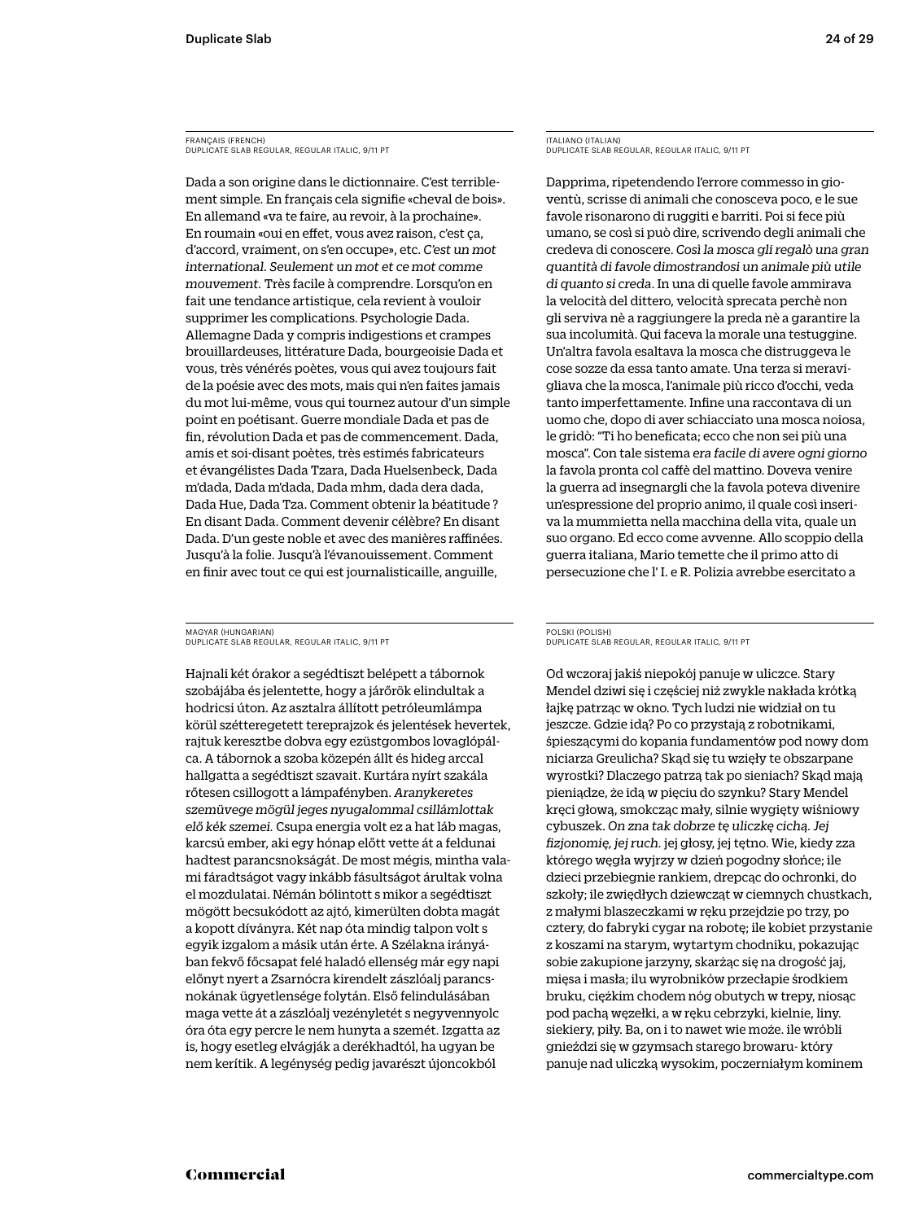FRANÇAIS (FRENCH)
DUPLICATE SLAB REGULAR, REGULAR ITALIC, 9/11 PT

Dada a son origine dans le dictionnaire. C'est terriblement simple. En français cela signifie «cheval de bois». En allemand «va te faire, au revoir, à la prochaine». En roumain «oui en effet, vous avez raison, c'est ça, d'accord, vraiment, on s'en occupe», etc. *C'est un mot international. Seulement un mot et ce mot comme mouvement.* Très facile à comprendre. Lorsqu'on en fait une tendance artistique, cela revient à vouloir supprimer les complications. Psychologie Dada. Allemagne Dada y compris indigestions et crampes brouillardeuses, littérature Dada, bourgeoisie Dada et vous, très vénérés poètes, vous qui avez toujours fait de la poésie avec des mots, mais qui n'en faites jamais du mot lui-même, vous qui tournez autour d'un simple point en poétisant. Guerre mondiale Dada et pas de fin, révolution Dada et pas de commencement. Dada, amis et soi-disant poètes, très estimés fabricateurs et évangélistes Dada Tzara, Dada Huelsenbeck, Dada m'dada, Dada m'dada, Dada mhm, dada dera dada, Dada Hue, Dada Tza. Comment obtenir la béatitude ? En disant Dada. Comment devenir célèbre? En disant Dada. D'un geste noble et avec des manières raffinées. Jusqu'à la folie. Jusqu'à l'évanouissement. Comment en finir avec tout ce qui est journalisticaille, anguille,

ITALIANO (ITALIAN)
DUPLICATE SLAB REGULAR, REGULAR ITALIC, 9/11 PT

Dapprima, ripetendendo l'errore commesso in gioventù, scrisse di animali che conosceva poco, e le sue favole risonarono di ruggiti e barriti. Poi si fece più umano, se così si può dire, scrivendo degli animali che credeva di conoscere. *Così la mosca gli regalò una gran quantità di favole dimostrandosi un animale più utile di quanto si creda*. In una di quelle favole ammirava la velocità del dittero, velocità sprecata perchè non gli serviva nè a raggiungere la preda nè a garantire la sua incolumità. Qui faceva la morale una testuggine. Un'altra favola esaltava la mosca che distruggeva le cose sozze da essa tanto amate. Una terza si meravigliava che la mosca, l'animale più ricco d'occhi, veda tanto imperfettamente. Infine una raccontava di un uomo che, dopo di aver schiacciato una mosca noiosa, le gridò: "Ti ho beneficata; ecco che non sei più una mosca". Con tale sistema *era facile di avere ogni giorno* la favola pronta col caffè del mattino. Doveva venire la guerra ad insegnargli che la favola poteva divenire un'espressione del proprio animo, il quale così inseriva la mummietta nella macchina della vita, quale un suo organo. Ed ecco come avvenne. Allo scoppio della guerra italiana, Mario temette che il primo atto di persecuzione che l' I. e R. Polizia avrebbe esercitato a

MAGYAR (HUNGARIAN)
DUPLICATE SLAB REGULAR, REGULAR ITALIC, 9/11 PT

Hajnali két órakor a segédtiszt belépett a tábornok szobájába és jelentette, hogy a járőrök elindultak a hodricsi úton. Az asztalra állított petróleumlámpa körül szétteregetett tereprajzok és jelentések hevertek, rajtuk keresztbe dobva egy ezüstgombos lovaglópálca. A tábornok a szoba közepén állt és hideg arccal hallgatta a segédtiszt szavait. Kurtára nyírt szakála rőtesen csillogott a lámpafényben. *Aranykeretes szemüvege mögül jeges nyugalommal csillámlottak elő kék szemei.* Csupa energia volt ez a hat láb magas, karcsú ember, aki egy hónap előtt vette át a feldunai hadtest parancsnokságát. De most mégis, mintha valami fáradtságot vagy inkább fásultságot árultak volna el mozdulatai. Némán bólintott s mikor a segédtiszt mögött becsukódott az ajtó, kimerülten dobta magát a kopott díványra. Két nap óta mindig talpon volt s egyik izgalom a másik után érte. A Szélakna irányában fekvő főcsapat felé haladó ellenség már egy napi előnyt nyert a Zsarnócra kirendelt zászlóalj parancsnokának ügyetlensége folytán. Első felindulásában maga vette át a zászlóalj vezényletét s negyvennyolc óra óta egy percre le nem hunyta a szemét. Izgatta az is, hogy esetleg elvágják a derékhadtól, ha ugyan be nem kerítik. A legénység pedig javarészt újoncokból

POLSKI (POLISH)
DUPLICATE SLAB REGULAR, REGULAR ITALIC, 9/11 PT

Od wczoraj jakiś niepokój panuje w uliczce. Stary Mendel dziwi się i częściej niż zwykle nakłada krótką łajkę patrząc w okno. Tych ludzi nie widział on tu jeszcze. Gdzie idą? Po co przystają z robotnikami, śpieszącymi do kopania fundamentów pod nowy dom niciarza Greulicha? Skąd się tu wzięły te obszarpane wyrostki? Dlaczego patrzą tak po sieniach? Skąd mają pieniądze, że idą w pięciu do szynku? Stary Mendel kręci głową, smokcząc mały, silnie wygięty wiśniowy cybuszek. *On zna tak dobrze tę uliczkę cichą. Jej fizjonomię, jej ruch.* jej głosy, jej tętno. Wie, kiedy zza którego węgła wyjrzy w dzień pogodny słońce; ile dzieci przebiegnie rankiem, drepcąc do ochronki, do szkoły; ile zwiędłych dziewcząt w ciemnych chustkach, z małymi blaszeczkami w ręku przejdzie po trzy, po cztery, do fabryki cygar na robotę; ile kobiet przystanie z koszami na starym, wytartym chodniku, pokazując sobie zakupione jarzyny, skarżąc się na drogość jaj, mięsa i masła; ilu wyrobników przecłapie środkiem bruku, ciężkim chodem nóg obutych w trepy, niosąc pod pachą węzełki, a w ręku cebrzyki, kielnie, liny. siekiery, piły. Ba, on i to nawet wie może. ile wróbli gnieździ się w gzymsach starego browaru- który panuje nad uliczką wysokim, poczerniałym kominem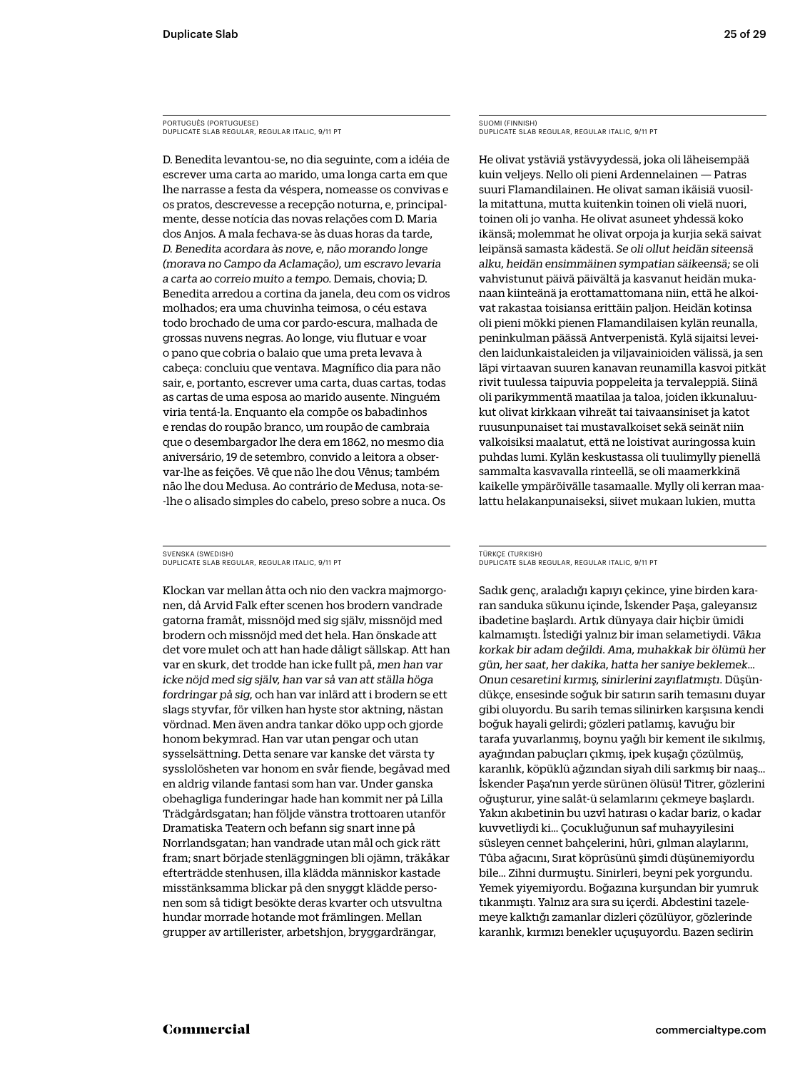PORTUGUÊS (PORTUGUESE)
DUPLICATE SLAB REGULAR, REGULAR ITALIC, 9/11 PT

D. Benedita levantou-se, no dia seguinte, com a idéia de escrever uma carta ao marido, uma longa carta em que lhe narrasse a festa da véspera, nomeasse os convivas e os pratos, descrevesse a recepção noturna, e, principalmente, desse notícia das novas relações com D. Maria dos Anjos. A mala fechava-se às duas horas da tarde, *D. Benedita acordara às nove, e, não morando longe (morava no Campo da Aclamação), um escravo levaria a carta ao correio muito a tempo.* Demais, chovia; D. Benedita arredou a cortina da janela, deu com os vidros molhados; era uma chuvinha teimosa, o céu estava todo brochado de uma cor pardo-escura, malhada de grossas nuvens negras. Ao longe, viu flutuar e voar o pano que cobria o balaio que uma preta levava à cabeça: concluiu que ventava. Magnífico dia para não sair, e, portanto, escrever uma carta, duas cartas, todas as cartas de uma esposa ao marido ausente. Ninguém viria tentá-la. Enquanto ela compõe os babadinhos e rendas do roupão branco, um roupão de cambraia que o desembargador lhe dera em 1862, no mesmo dia aniversário, 19 de setembro, convido a leitora a observar-lhe as feições. Vê que não lhe dou Vênus; também não lhe dou Medusa. Ao contrário de Medusa, nota-se-lhe o alisado simples do cabelo, preso sobre a nuca. Os

SUOMI (FINNISH)
DUPLICATE SLAB REGULAR, REGULAR ITALIC, 9/11 PT

He olivat ystäviä ystävyydessä, joka oli läheisempää kuin veljeys. Nello oli pieni Ardennelainen — Patras suuri Flamandilainen. He olivat saman ikäisiä vuosilla mitattuna, mutta kuitenkin toinen oli vielä nuori, toinen oli jo vanha. He olivat asuneet yhdessä koko ikänsä; molemmat he olivat orpoja ja kurjia sekä saivat leipänsä samasta kädestä. *Se oli ollut heidän siteensä alku, heidän ensimmäinen sympatian säikeensä;* se oli vahvistunut päivä päivältä ja kasvanut heidän mukanaan kiinteänä ja erottamattomana niin, että he alkoivat rakastaa toisiansa erittäin paljon. Heidän kotinsa oli pieni mökki pienen Flamandilaisen kylän reunalla, peninkulman päässä Antverpenistä. Kylä sijaitsi leveiden laidunkaistaleiden ja viljavainioiden välissä, ja sen läpi virtaavan suuren kanavan reunamilla kasvoi pitkät rivit tuulessa taipuvia poppeleita ja tervaleppiä. Siinä oli parikymmentä maatilaa ja taloa, joiden ikkunaluukut olivat kirkkaan vihreät tai taivaansiniset ja katot ruusunpunaiset tai mustavalkoiset sekä seinät niin valkoisiksi maalatut, että ne loistivat auringossa kuin puhdas lumi. Kylän keskustassa oli tuulimylly pienellä sammalta kasvavalla rinteellä, se oli maamerkkinä kaikelle ympäröivälle tasamaalle. Mylly oli kerran maalattu helakanpunaiseksi, siivet mukaan lukien, mutta

SVENSKA (SWEDISH)
DUPLICATE SLAB REGULAR, REGULAR ITALIC, 9/11 PT

Klockan var mellan åtta och nio den vackra majmorgonen, då Arvid Falk efter scenen hos brodern vandrade gatorna framåt, missnöjd med sig själv, missnöjd med brodern och missnöjd med det hela. Han önskade att det vore mulet och att han hade dåligt sällskap. Att han var en skurk, det trodde han icke fullt på, *men han var icke nöjd med sig själv, han var så van att ställa höga fordringar på sig,* och han var inlärd att i brodern se ett slags styvfar, för vilken han hyste stor aktning, nästan vördnad. Men även andra tankar döko upp och gjorde honom bekymrad. Han var utan pengar och utan sysselsättning. Detta senare var kanske det värsta ty sysslolösheten var honom en svår fiende, begåvad med en aldrig vilande fantasi som han var. Under ganska obehagliga funderingar hade han kommit ner på Lilla Trädgårdsgatan; han följde vänstra trottoaren utanför Dramatiska Teatern och befann sig snart inne på Norrlandsgatan; han vandrade utan mål och gick rätt fram; snart började stenläggningen bli ojämn, träkåkar efterträdde stenhusen, illa klädda människor kastade misstänksamma blickar på den snyggt klädde personen som så tidigt besökte deras kvarter och utsvultna hundar morrade hotande mot främlingen. Mellan grupper av artillerister, arbetshjon, bryggardrängar,

TÜRKÇE (TURKISH)
DUPLICATE SLAB REGULAR, REGULAR ITALIC, 9/11 PT

Sadık genç, araladığı kapıyı çekince, yine birden kararan sanduka sükunu içinde, İskender Paşa, galeyansız ibadetine başlardı. Artık dünyaya dair hiçbir ümidi kalmamıştı. İstediği yalnız bir iman selametiydi. *Vâkıa korkak bir adam değildi. Ama, muhakkak bir ölümü her gün, her saat, her dakika, hatta her saniye beklemek… Onun cesaretini kırmış, sinirlerini zayıflatmıştı.* Düşündükçe, ensesinde soğuk bir satırın sarih temasını duyar gibi oluyordu. Bu sarih temas silinirken karşısına kendi boğuk hayali gelirdi; gözleri patlamış, kavuğu bir tarafa yuvarlanmış, boynu yağlı bir kement ile sıkılmış, ayağından pabuçları çıkmış, ipek kuşağı çözülmüş, karanlık, köpüklü ağzından siyah dili sarkmış bir naaş… İskender Paşa'nın yerde sürünen ölüsü! Titrer, gözlerini oğuşturur, yine salât-ü selamlarını çekmeye başlardı. Yakın akıbetinin bu uzvî hatırası o kadar bariz, o kadar kuvvetliydi ki… Çocukluğunun saf muhayyilesini süsleyen cennet bahçelerini, hûri, gılman alaylarını, Tûba ağacını, Sırat köprüsünü şimdi düşünemiyordu bile… Zihni durmuştu. Sinirleri, beyni pek yorgundu. Yemek yiyemiyordu. Boğazına kurşundan bir yumruk tıkanmıştı. Yalnız ara sıra su içerdi. Abdestini tazelemeye kalktığı zamanlar dizleri çözülüyor, gözlerinde karanlık, kırmızı benekler uçuşuyordu. Bazen sedirin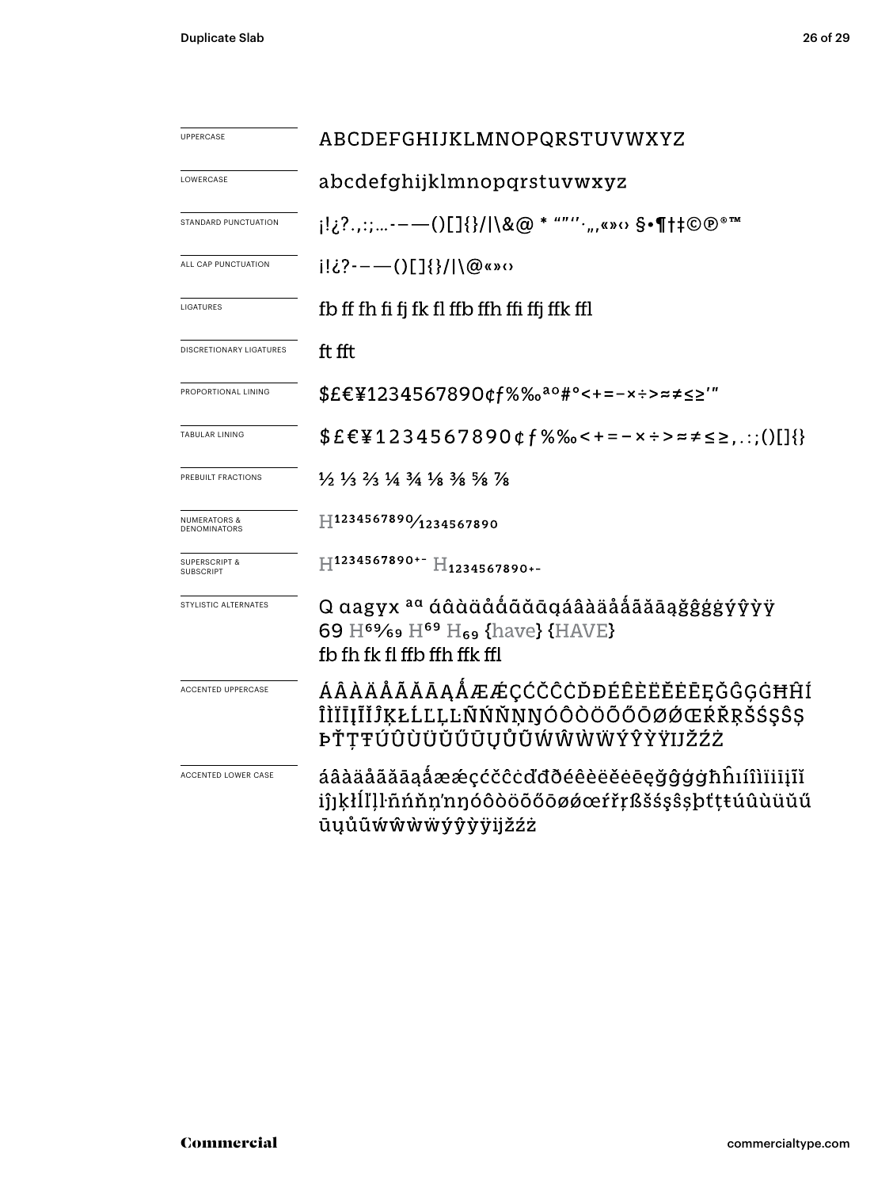| | |
|---|---|
| UPPERCASE | ABCDEFGHIJKLMNOPQRSTUVWXYZ |
| LOWERCASE | abcdefghijklmnopqrstuvwxyz |
| STANDARD PUNCTUATION | ¡!¿?.,:;…-–—()[]{}/\|\&@ * “”‘’·„‚«»‹› §•¶†‡©℗®™ |
| ALL CAP PUNCTUATION | ¡!¿?-–—()[]{}/\|\@«»‹› |
| LIGATURES | fb ff fh fi fj fk fl ffb ffh ffi ffj ffk ffl |
| DISCRETIONARY LIGATURES | ft fft |
| PROPORTIONAL LINING | $£€¥1234567890¢ƒ%‰ªº#°<+=−×÷>≈≠≤≥′″ |
| TABULAR LINING | $£€¥1234567890¢ƒ%‰<+=−×÷>≈≠≤≥,.:;()[]{} |
| PREBUILT FRACTIONS | ½ ⅓ ⅔ ¼ ¾ ⅛ ⅜ ⅝ ⅞ |
| NUMERATORS & DENOMINATORS | H¹²³⁴⁵⁶⁷⁸⁹⁰⁄₁₂₃₄₅₆₇₈₉₀ |
| SUPERSCRIPT & SUBSCRIPT | H¹²³⁴⁵⁶⁷⁸⁹⁰⁺⁻ H₁₂₃₄₅₆₇₈₉₀₊₋ |
| STYLISTIC ALTERNATES | Q ɑagyx ª ɑ́ɑ̂ɑ̀ɑ̈ɑ̊ɑ̊́ɑ̃ɑ̆ɑ̄ɑ̨áâàäåǻãăāąǧĝģġýŷỳÿ 69 H⁶⁹⁄₆₉ H⁶⁹ H₆₉ {have} {HAVE} fb fh fk fl ffb ffh ffk ffl |
| ACCENTED UPPERCASE | ÁÂÀÄÅÃĂĀĄǺÆǼÇĆČĈĊĎĐÉÊÈËĚĖĒĘĞĜĢĠĦĤÍÎÌÏĪĮĨĬĴĶŁĹĽĻĿÑŃŇŅŊÓÔÒÖÕŐŌØǾŒŔŘŖŠŚŞŜȘÞŤŢŦÚÛÙÜŬŰŪŲŮŨẂŴẀẄÝŶỲŸĲŽŹŻ |
| ACCENTED LOWER CASE | áâàäåãăāąǻæǽçćčĉċďđðéêèëěėēęğĝģġħĥıíîìïīįĩĭȷĵķłĺľļŀñńňŉņŋóôòöõőōøǿœŕřŗßšśşŝșþťţŧúûùüŭűūųůũẃŵẁẅýŷỳÿĳžźż |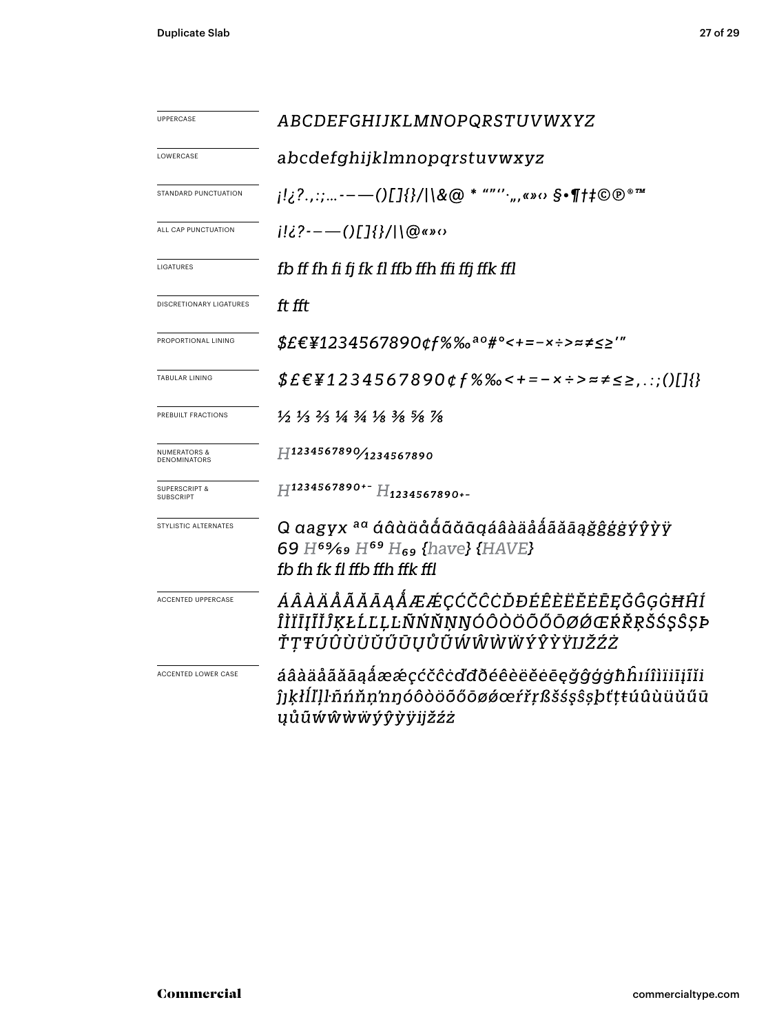| | |
|---|---|
| UPPERCASE | *ABCDEFGHIJKLMNOPQRSTUVWXYZ* |
| LOWERCASE | *abcdefghijklmnopqrstuvwxyz* |
| STANDARD PUNCTUATION | *¡!¿?.,:;…-–—()[]{}/\|\&@ * “”‘’·„‚«»‹› §•¶†‡©℗®™* |
| ALL CAP PUNCTUATION | *¡!¿?-–—()[]{}/\|\@«»‹›* |
| LIGATURES | *fb ff fh fi fj fk fl ffb ffh ffi ffj ffk ffl* |
| DISCRETIONARY LIGATURES | *ft fft* |
| PROPORTIONAL LINING | *$£€¥1234567890¢ƒ%‰ªº#°<+=−×÷>≈≠≤≥′″* |
| TABULAR LINING | *$£€¥1234567890¢ƒ%‰<+=−×÷>≈≠≤≥,.:;()[]{}* |
| PREBUILT FRACTIONS | *½ ⅓ ⅔ ¼ ¾ ⅛ ⅜ ⅝ ⅞* |
| NUMERATORS & DENOMINATORS | *H¹²³⁴⁵⁶⁷⁸⁹⁰⁄₁₂₃₄₅₆₇₈₉₀* |
| SUPERSCRIPT & SUBSCRIPT | *H¹²³⁴⁵⁶⁷⁸⁹⁰⁺⁻ H₁₂₃₄₅₆₇₈₉₀₊₋* |
| STYLISTIC ALTERNATES | *Q ɑagyx ªɑ áâàäåǻãăāąáâàäåǻãăāąğĝģġýŷỳÿ*<br>*69 H⁶⁹⁄₆₉ H⁶⁹ H₆₉ {have} {HAVE}*<br>*fb fh fk fl ffb ffh ffk ffl* |
| ACCENTED UPPERCASE | *ÁÂÀÄÅÃĂĀĄǺÆǼÇĆČĈĊĎĐÉÊÈËĚĖĒĘĞĜĢĠĦĤÍÎÌÏĪĮĨĬĴĶŁĹĽĻĿÑŃŇŅŊÓÔÒÖÕŐŌØǾŒŔŘŖŠŚŞŜȘÞŤŢŦÚÛÙÜŬŰŪŲŮŨẂŴẀẄÝŶỲŸĲŽŹŻ* |
| ACCENTED LOWER CASE | *áâàäåãăāąǻæǽçćčĉċďđðéêèëěėēęğĝģġħĥıíîìïīįĩĭiȷĵķłĺľļŀñńňņŉŋóôòöõőōøǿœŕřŗßšśşŝșþťţŧúûùüŭűūųůũẃŵẁẅýŷỳÿĳžźż* |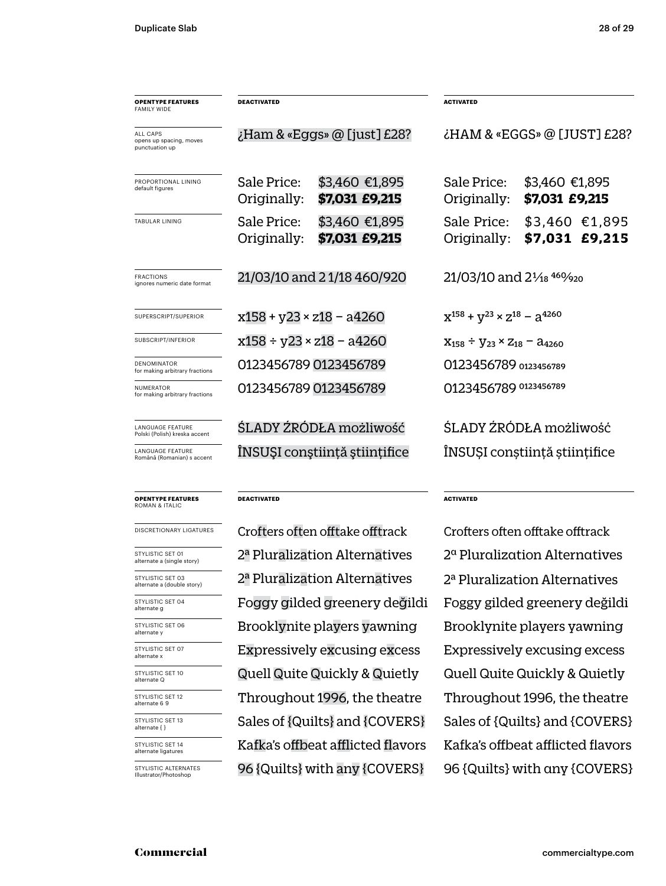| OPENTYPE FEATURES FAMILY WIDE | DEACTIVATED | ACTIVATED |
|---|---|---|
| ALL CAPS opens up spacing, moves punctuation up | ¿Ham & «Eggs» @ [just] £28? | ¿HAM & «EGGS» @ [JUST] £28? |
| PROPORTIONAL LINING default figures | Sale Price: $3,460 €1,895 Originally: **$7,031 £9,215** | Sale Price: $3,460 €1,895 Originally: **$7,031 £9,215** |
| TABULAR LINING | Sale Price: $3,460 €1,895 Originally: **$7,031 £9,215** | Sale Price: $3,460 €1,895 Originally: **$7,031 £9,215** |
| FRACTIONS ignores numeric date format | 21/03/10 and 2 1/18 460/920 | 21/03/10 and 2 1⁄18 460⁄920 |
| SUPERSCRIPT/SUPERIOR | x158 + y23 × z18 – a4260 | $x^{158} + y^{23} \times z^{18} - a^{4260}$ |
| SUBSCRIPT/INFERIOR | x158 ÷ y23 × z18 – a4260 | $x_{158} \div y_{23} \times z_{18} - a_{4260}$ |
| DENOMINATOR for making arbitrary fractions | 0123456789 0123456789 | 0123456789 $_{0123456789}$ |
| NUMERATOR for making arbitrary fractions | 0123456789 0123456789 | 0123456789 $^{0123456789}$ |
| LANGUAGE FEATURE Polski (Polish) kreska accent | ŚLADY ŹRÓDŁA możliwość | ŚLADY ŹRÓDŁA możliwość |
| LANGUAGE FEATURE Română (Romanian) s accent | ÎNSUŞI conştiinţă ştiinţifice | ÎNSUȘI conștiință științifice |

| OPENTYPE FEATURES ROMAN & ITALIC | DEACTIVATED | ACTIVATED |
|---|---|---|
| DISCRETIONARY LIGATURES | Crofters often offtake offtrack | Crofters often offtake offtrack |
| STYLISTIC SET 01 alternate a (single story) | 2ª Pluralization Alternatives | 2ª Pluralization Alternatives |
| STYLISTIC SET 03 alternate a (double story) | 2ª Pluralization Alternatives | 2ª Pluralization Alternatives |
| STYLISTIC SET 04 alternate g | Foggy gilded greenery değildi | Foggy gilded greenery değildi |
| STYLISTIC SET 06 alternate y | Brooklynite players yawning | Brooklynite players yawning |
| STYLISTIC SET 07 alternate x | Expressively excusing excess | Expressively excusing excess |
| STYLISTIC SET 10 alternate Q | Quell Quite Quickly & Quietly | Quell Quite Quickly & Quietly |
| STYLISTIC SET 12 alternate 6 9 | Throughout 1996, the theatre | Throughout 1996, the theatre |
| STYLISTIC SET 13 alternate { } | Sales of {Quilts} and {COVERS} | Sales of {Quilts} and {COVERS} |
| STYLISTIC SET 14 alternate ligatures | Kafka's offbeat afflicted flavors | Kafka's offbeat afflicted flavors |
| STYLISTIC ALTERNATES Illustrator/Photoshop | 96 {Quilts} with any {COVERS} | 96 {Quilts} with any {COVERS} |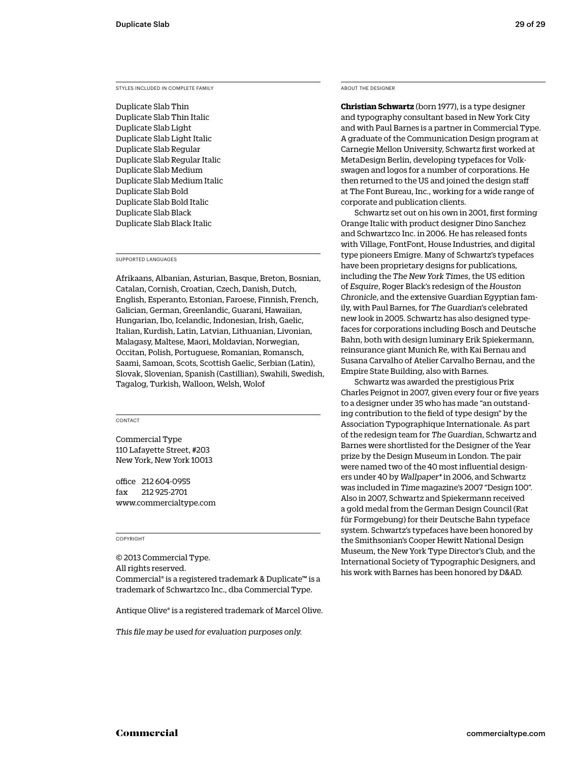## STYLES INCLUDED IN COMPLETE FAMILY

Duplicate Slab Thin
Duplicate Slab Thin Italic
Duplicate Slab Light
Duplicate Slab Light Italic
Duplicate Slab Regular
Duplicate Slab Regular Italic
Duplicate Slab Medium
Duplicate Slab Medium Italic
Duplicate Slab Bold
Duplicate Slab Bold Italic
Duplicate Slab Black
Duplicate Slab Black Italic

## SUPPORTED LANGUAGES

Afrikaans, Albanian, Asturian, Basque, Breton, Bosnian, Catalan, Cornish, Croatian, Czech, Danish, Dutch, English, Esperanto, Estonian, Faroese, Finnish, French, Galician, German, Greenlandic, Guarani, Hawaiian, Hungarian, Ibo, Icelandic, Indonesian, Irish, Gaelic, Italian, Kurdish, Latin, Latvian, Lithuanian, Livonian, Malagasy, Maltese, Maori, Moldavian, Norwegian, Occitan, Polish, Portuguese, Romanian, Romansch, Saami, Samoan, Scots, Scottish Gaelic, Serbian (Latin), Slovak, Slovenian, Spanish (Castillian), Swahili, Swedish, Tagalog, Turkish, Walloon, Welsh, Wolof

## CONTACT

Commercial Type
110 Lafayette Street, #203
New York, New York 10013

office 212 604-0955
fax 212 925-2701
www.commercialtype.com

## COPYRIGHT

© 2013 Commercial Type.
All rights reserved.
Commercial® is a registered trademark & Duplicate™ is a trademark of Schwartzco Inc., dba Commercial Type.

Antique Olive® is a registered trademark of Marcel Olive.

*This file may be used for evaluation purposes only.*

## ABOUT THE DESIGNER

**Christian Schwartz** (born 1977), is a type designer and typography consultant based in New York City and with Paul Barnes is a partner in Commercial Type. A graduate of the Communication Design program at Carnegie Mellon University, Schwartz first worked at MetaDesign Berlin, developing typefaces for Volkswagen and logos for a number of corporations. He then returned to the US and joined the design staff at The Font Bureau, Inc., working for a wide range of corporate and publication clients.

Schwartz set out on his own in 2001, first forming Orange Italic with product designer Dino Sanchez and Schwartzco Inc. in 2006. He has released fonts with Village, FontFont, House Industries, and digital type pioneers Emigre. Many of Schwartz's typefaces have been proprietary designs for publications, including the *The New York Times*, the US edition of *Esquire*, Roger Black's redesign of the *Houston Chronicle*, and the extensive Guardian Egyptian family, with Paul Barnes, for *The Guardian*'s celebrated new look in 2005. Schwartz has also designed typefaces for corporations including Bosch and Deutsche Bahn, both with design luminary Erik Spiekermann, reinsurance giant Munich Re, with Kai Bernau and Susana Carvalho of Atelier Carvalho Bernau, and the Empire State Building, also with Barnes.

Schwartz was awarded the prestigious Prix Charles Peignot in 2007, given every four or five years to a designer under 35 who has made "an outstanding contribution to the field of type design" by the Association Typographique Internationale. As part of the redesign team for *The Guardian*, Schwartz and Barnes were shortlisted for the Designer of the Year prize by the Design Museum in London. The pair were named two of the 40 most influential designers under 40 by *Wallpaper\** in 2006, and Schwartz was included in *Time* magazine's 2007 "Design 100". Also in 2007, Schwartz and Spiekermann received a gold medal from the German Design Council (Rat für Formgebung) for their Deutsche Bahn typeface system. Schwartz's typefaces have been honored by the Smithsonian's Cooper Hewitt National Design Museum, the New York Type Director's Club, and the International Society of Typographic Designers, and his work with Barnes has been honored by D&AD.